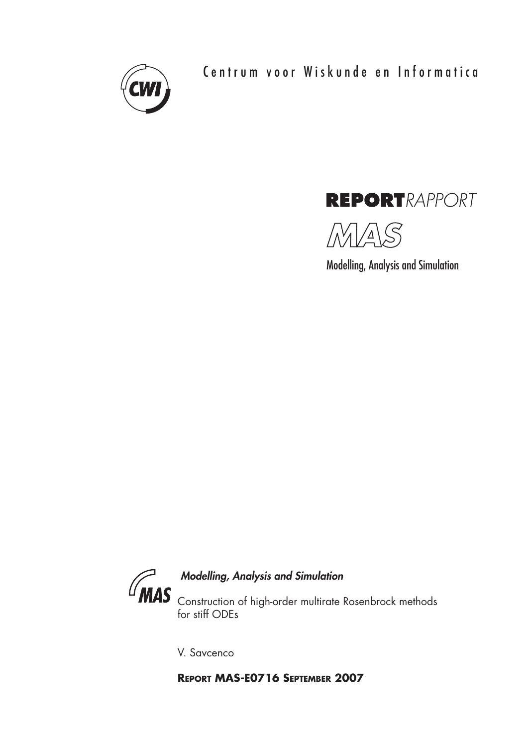Centrum voor Wiskunde en Informatica

**REPORT**_RAPPORT_

MAS

Modelling, Analysis and Simulation

***Modelling, Analysis and Simulation***

Construction of high-order multirate Rosenbrock methods for stiff ODEs

V. Savcenco

**REPORT MAS-E0716 SEPTEMBER 2007**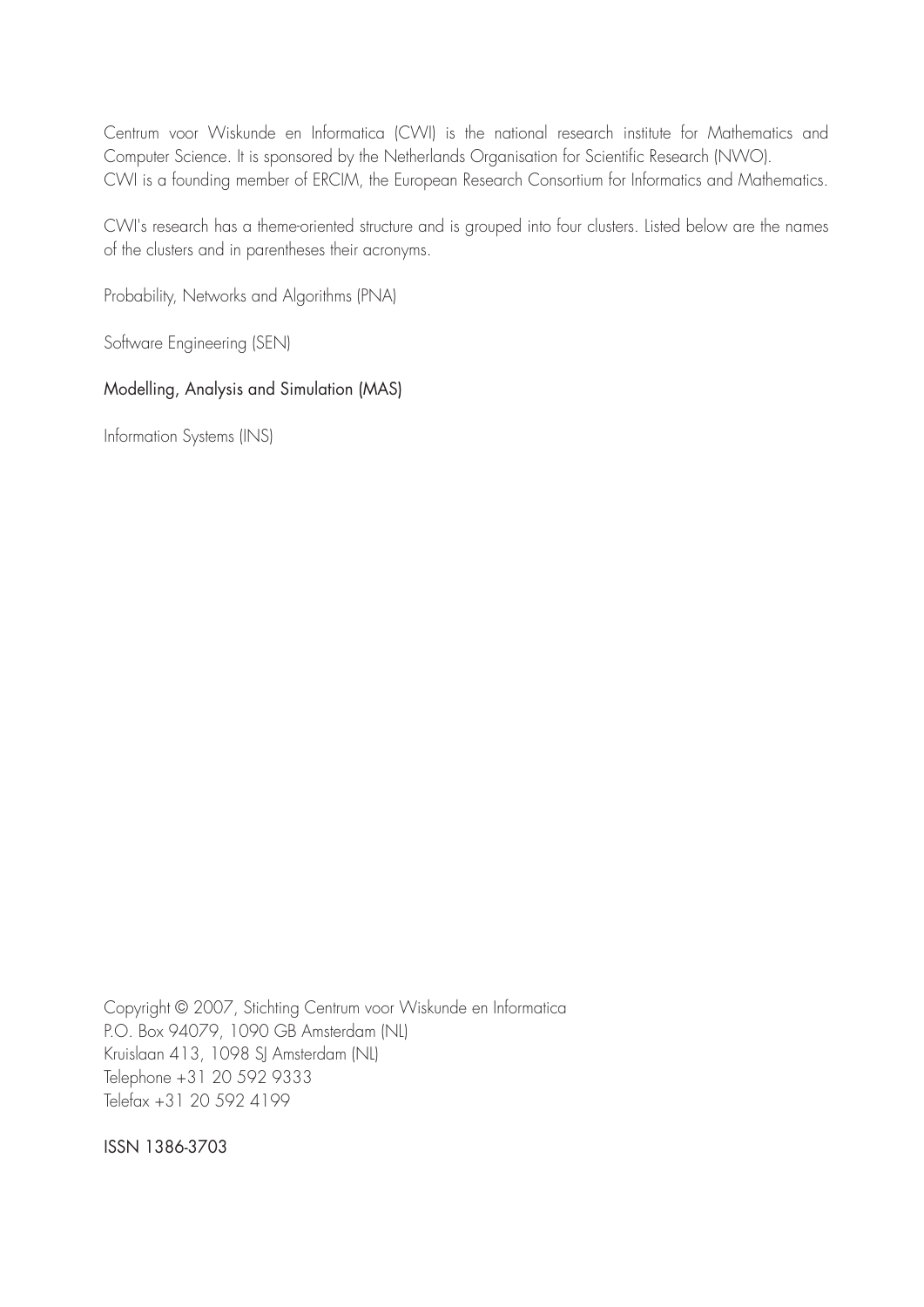Centrum voor Wiskunde en Informatica (CWI) is the national research institute for Mathematics and Computer Science. It is sponsored by the Netherlands Organisation for Scientific Research (NWO).
CWI is a founding member of ERCIM, the European Research Consortium for Informatics and Mathematics.

CWI's research has a theme-oriented structure and is grouped into four clusters. Listed below are the names of the clusters and in parentheses their acronyms.

Probability, Networks and Algorithms (PNA)

Software Engineering (SEN)

Modelling, Analysis and Simulation (MAS)

Information Systems (INS)

Copyright © 2007, Stichting Centrum voor Wiskunde en Informatica
P.O. Box 94079, 1090 GB Amsterdam (NL)
Kruislaan 413, 1098 SJ Amsterdam (NL)
Telephone +31 20 592 9333
Telefax +31 20 592 4199

ISSN 1386-3703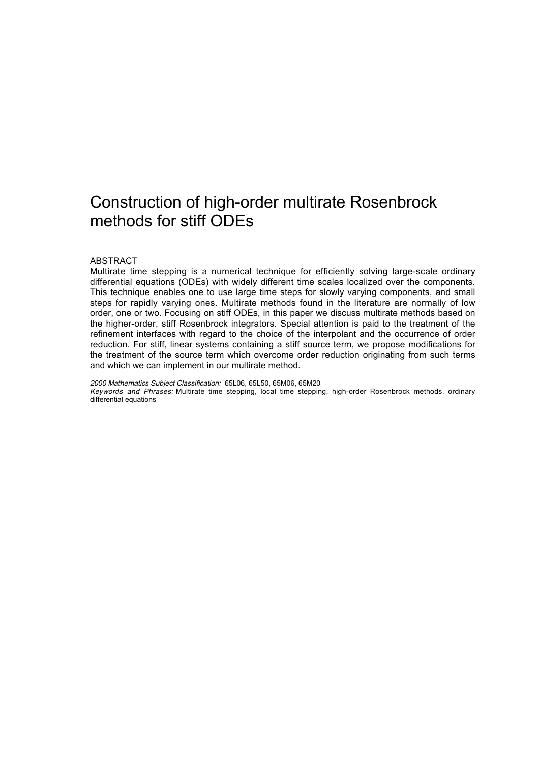# Construction of high-order multirate Rosenbrock methods for stiff ODEs

## ABSTRACT

Multirate time stepping is a numerical technique for efficiently solving large-scale ordinary differential equations (ODEs) with widely different time scales localized over the components. This technique enables one to use large time steps for slowly varying components, and small steps for rapidly varying ones. Multirate methods found in the literature are normally of low order, one or two. Focusing on stiff ODEs, in this paper we discuss multirate methods based on the higher-order, stiff Rosenbrock integrators. Special attention is paid to the treatment of the refinement interfaces with regard to the choice of the interpolant and the occurrence of order reduction. For stiff, linear systems containing a stiff source term, we propose modifications for the treatment of the source term which overcome order reduction originating from such terms and which we can implement in our multirate method.

*2000 Mathematics Subject Classification:* 65L06, 65L50, 65M06, 65M20

*Keywords and Phrases:* Multirate time stepping, local time stepping, high-order Rosenbrock methods, ordinary differential equations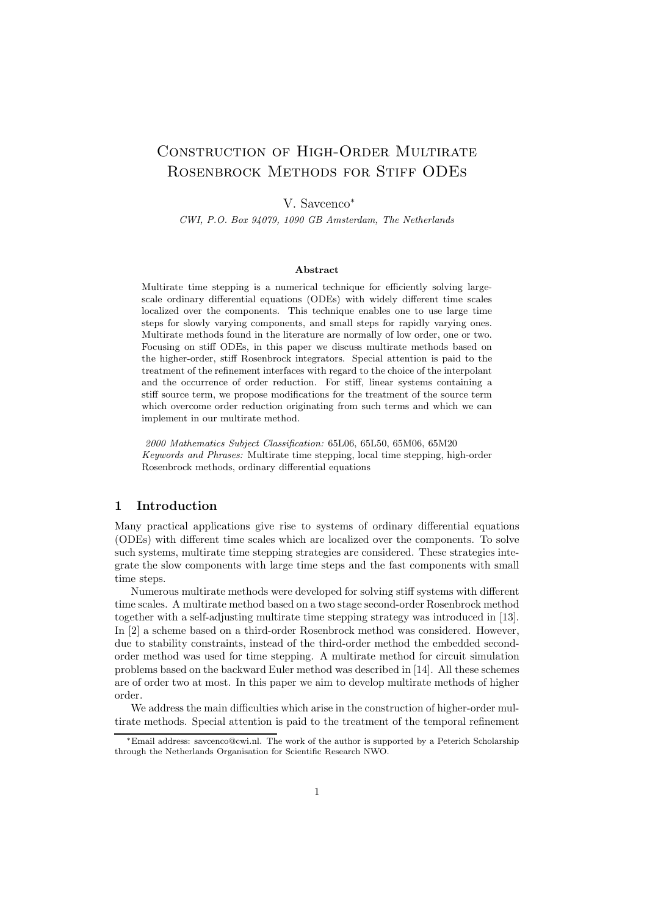# Construction of High-Order Multirate Rosenbrock Methods for Stiff ODEs

V. Savcenco*

*CWI, P.O. Box 94079, 1090 GB Amsterdam, The Netherlands*

### Abstract

Multirate time stepping is a numerical technique for efficiently solving large-scale ordinary differential equations (ODEs) with widely different time scales localized over the components. This technique enables one to use large time steps for slowly varying components, and small steps for rapidly varying ones. Multirate methods found in the literature are normally of low order, one or two. Focusing on stiff ODEs, in this paper we discuss multirate methods based on the higher-order, stiff Rosenbrock integrators. Special attention is paid to the treatment of the refinement interfaces with regard to the choice of the interpolant and the occurrence of order reduction. For stiff, linear systems containing a stiff source term, we propose modifications for the treatment of the source term which overcome order reduction originating from such terms and which we can implement in our multirate method.

*2000 Mathematics Subject Classification:* 65L06, 65L50, 65M06, 65M20
*Keywords and Phrases:* Multirate time stepping, local time stepping, high-order Rosenbrock methods, ordinary differential equations

## 1 Introduction

Many practical applications give rise to systems of ordinary differential equations (ODEs) with different time scales which are localized over the components. To solve such systems, multirate time stepping strategies are considered. These strategies integrate the slow components with large time steps and the fast components with small time steps.

Numerous multirate methods were developed for solving stiff systems with different time scales. A multirate method based on a two stage second-order Rosenbrock method together with a self-adjusting multirate time stepping strategy was introduced in [13]. In [2] a scheme based on a third-order Rosenbrock method was considered. However, due to stability constraints, instead of the third-order method the embedded second-order method was used for time stepping. A multirate method for circuit simulation problems based on the backward Euler method was described in [14]. All these schemes are of order two at most. In this paper we aim to develop multirate methods of higher order.

We address the main difficulties which arise in the construction of higher-order multirate methods. Special attention is paid to the treatment of the temporal refinement

*Email address: savcenco@cwi.nl. The work of the author is supported by a Peterich Scholarship through the Netherlands Organisation for Scientific Research NWO.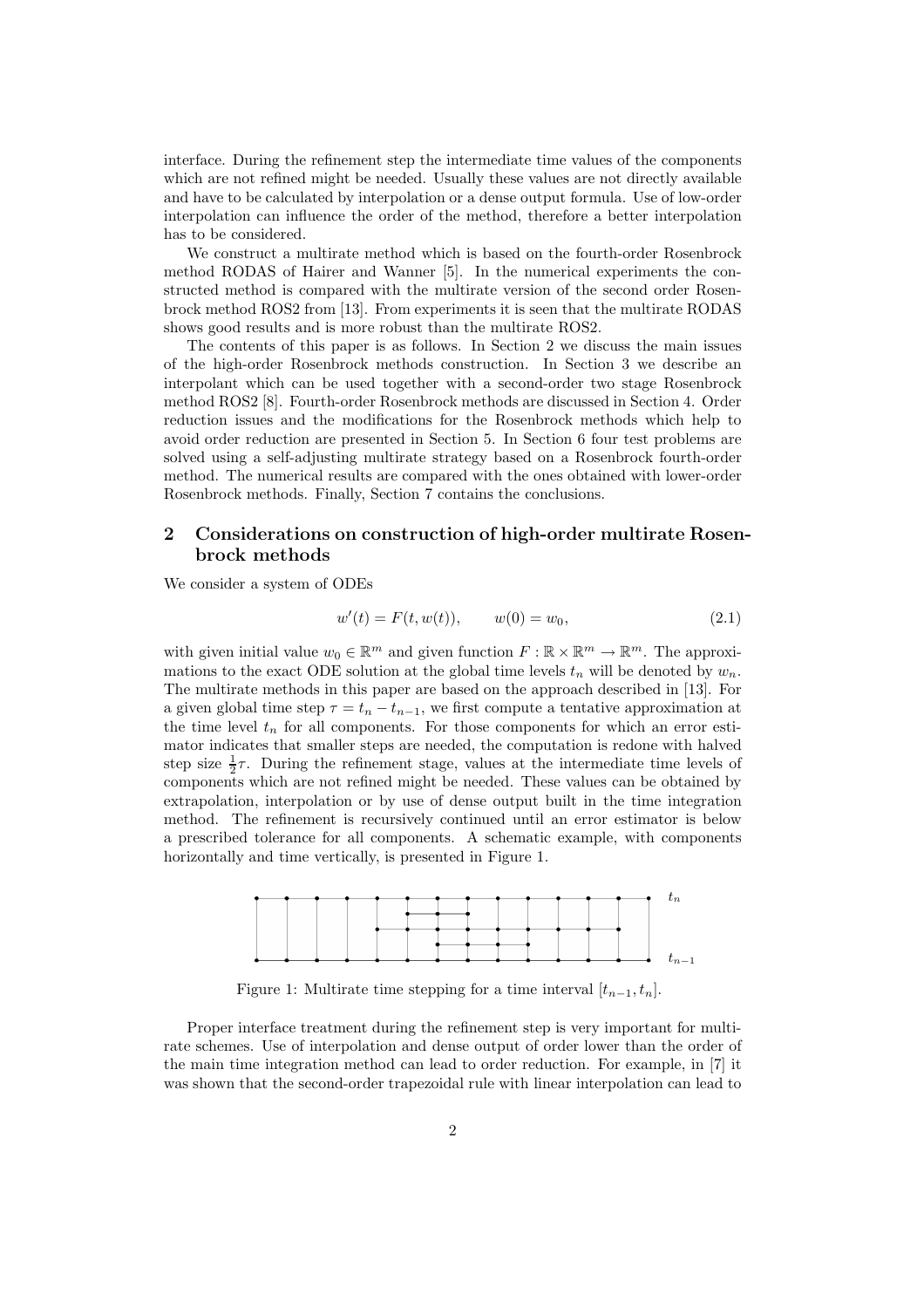interface. During the refinement step the intermediate time values of the components which are not refined might be needed. Usually these values are not directly available and have to be calculated by interpolation or a dense output formula. Use of low-order interpolation can influence the order of the method, therefore a better interpolation has to be considered.

We construct a multirate method which is based on the fourth-order Rosenbrock method RODAS of Hairer and Wanner [5]. In the numerical experiments the constructed method is compared with the multirate version of the second order Rosenbrock method ROS2 from [13]. From experiments it is seen that the multirate RODAS shows good results and is more robust than the multirate ROS2.

The contents of this paper is as follows. In Section 2 we discuss the main issues of the high-order Rosenbrock methods construction. In Section 3 we describe an interpolant which can be used together with a second-order two stage Rosenbrock method ROS2 [8]. Fourth-order Rosenbrock methods are discussed in Section 4. Order reduction issues and the modifications for the Rosenbrock methods which help to avoid order reduction are presented in Section 5. In Section 6 four test problems are solved using a self-adjusting multirate strategy based on a Rosenbrock fourth-order method. The numerical results are compared with the ones obtained with lower-order Rosenbrock methods. Finally, Section 7 contains the conclusions.

## 2 Considerations on construction of high-order multirate Rosenbrock methods

We consider a system of ODEs

$$w'(t) = F(t, w(t)), \qquad w(0) = w_0, \tag{2.1}$$

with given initial value $w_0 \in \mathbb{R}^m$ and given function $F : \mathbb{R} \times \mathbb{R}^m \to \mathbb{R}^m$. The approximations to the exact ODE solution at the global time levels $t_n$ will be denoted by $w_n$. The multirate methods in this paper are based on the approach described in [13]. For a given global time step $\tau = t_n - t_{n-1}$, we first compute a tentative approximation at the time level $t_n$ for all components. For those components for which an error estimator indicates that smaller steps are needed, the computation is redone with halved step size $\frac{1}{2}\tau$. During the refinement stage, values at the intermediate time levels of components which are not refined might be needed. These values can be obtained by extrapolation, interpolation or by use of dense output built in the time integration method. The refinement is recursively continued until an error estimator is below a prescribed tolerance for all components. A schematic example, with components horizontally and time vertically, is presented in Figure 1.

Figure 1: Multirate time stepping for a time interval $[t_{n-1}, t_n]$.

Proper interface treatment during the refinement step is very important for multirate schemes. Use of interpolation and dense output of order lower than the order of the main time integration method can lead to order reduction. For example, in [7] it was shown that the second-order trapezoidal rule with linear interpolation can lead to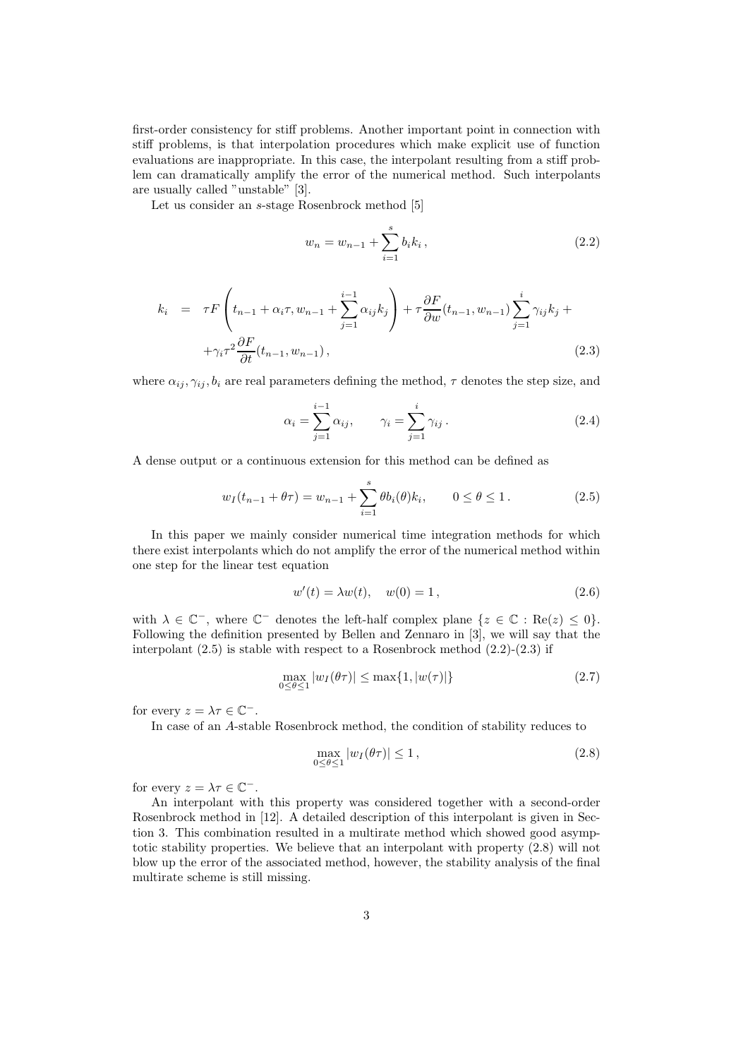first-order consistency for stiff problems. Another important point in connection with stiff problems, is that interpolation procedures which make explicit use of function evaluations are inappropriate. In this case, the interpolant resulting from a stiff problem can dramatically amplify the error of the numerical method. Such interpolants are usually called "unstable" [3].

Let us consider an $s$-stage Rosenbrock method [5]

$$w_n = w_{n-1} + \sum_{i=1}^{s} b_i k_i \,, \tag{2.2}$$

$$\begin{aligned} k_i &= \tau F\left(t_{n-1} + \alpha_i \tau, w_{n-1} + \sum_{j=1}^{i-1} \alpha_{ij} k_j\right) + \tau \frac{\partial F}{\partial w}(t_{n-1}, w_{n-1}) \sum_{j=1}^{i} \gamma_{ij} k_j + \\ &\quad + \gamma_i \tau^2 \frac{\partial F}{\partial t}(t_{n-1}, w_{n-1}) \,, \end{aligned} \tag{2.3}$$

where $\alpha_{ij}, \gamma_{ij}, b_i$ are real parameters defining the method, $\tau$ denotes the step size, and

$$\alpha_i = \sum_{j=1}^{i-1} \alpha_{ij}, \qquad \gamma_i = \sum_{j=1}^{i} \gamma_{ij} \,. \tag{2.4}$$

A dense output or a continuous extension for this method can be defined as

$$w_I(t_{n-1} + \theta\tau) = w_{n-1} + \sum_{i=1}^{s} \theta b_i(\theta) k_i, \qquad 0 \le \theta \le 1 \,. \tag{2.5}$$

In this paper we mainly consider numerical time integration methods for which there exist interpolants which do not amplify the error of the numerical method within one step for the linear test equation

$$w'(t) = \lambda w(t), \quad w(0) = 1 \,, \tag{2.6}$$

with $\lambda \in \mathbb{C}^-$, where $\mathbb{C}^-$ denotes the left-half complex plane $\{z \in \mathbb{C} : \mathrm{Re}(z) \le 0\}$. Following the definition presented by Bellen and Zennaro in [3], we will say that the interpolant (2.5) is stable with respect to a Rosenbrock method (2.2)-(2.3) if

$$\max_{0 \le \theta \le 1} |w_I(\theta\tau)| \le \max\{1, |w(\tau)|\} \tag{2.7}$$

for every $z = \lambda\tau \in \mathbb{C}^-$.

In case of an $A$-stable Rosenbrock method, the condition of stability reduces to

$$\max_{0 \le \theta \le 1} |w_I(\theta\tau)| \le 1 \,, \tag{2.8}$$

for every $z = \lambda\tau \in \mathbb{C}^-$.

An interpolant with this property was considered together with a second-order Rosenbrock method in [12]. A detailed description of this interpolant is given in Section 3. This combination resulted in a multirate method which showed good asymptotic stability properties. We believe that an interpolant with property (2.8) will not blow up the error of the associated method, however, the stability analysis of the final multirate scheme is still missing.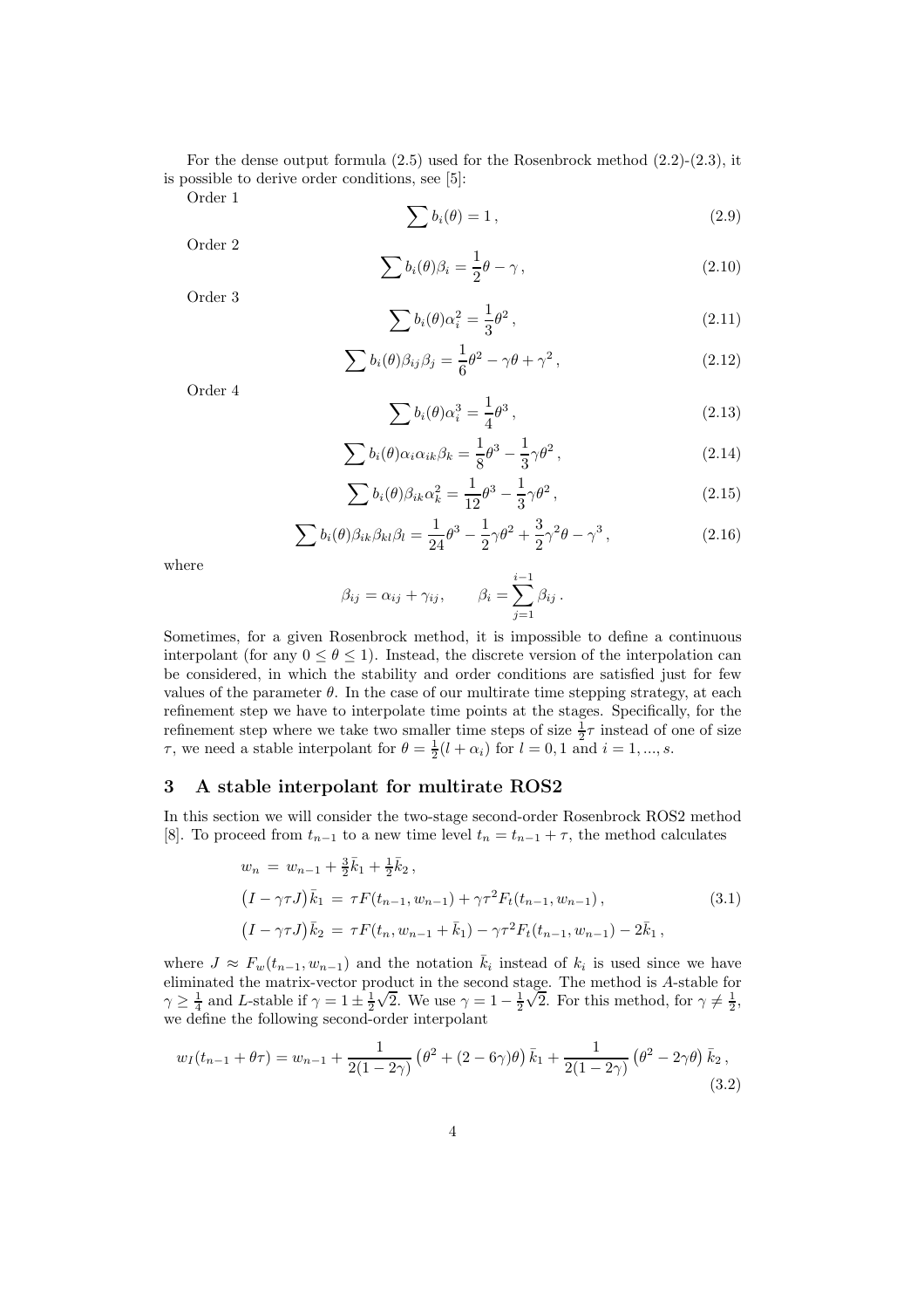For the dense output formula (2.5) used for the Rosenbrock method (2.2)-(2.3), it is possible to derive order conditions, see [5]:

Order 1

$$\sum b_i(\theta) = 1\,, \tag{2.9}$$

Order 2

$$\sum b_i(\theta)\beta_i = \frac{1}{2}\theta - \gamma\,, \tag{2.10}$$

Order 3

$$\sum b_i(\theta)\alpha_i^2 = \frac{1}{3}\theta^2\,, \tag{2.11}$$

$$\sum b_i(\theta)\beta_{ij}\beta_j = \frac{1}{6}\theta^2 - \gamma\theta + \gamma^2\,, \tag{2.12}$$

Order 4

$$\sum b_i(\theta)\alpha_i^3 = \frac{1}{4}\theta^3\,, \tag{2.13}$$

$$\sum b_i(\theta)\alpha_i\alpha_{ik}\beta_k = \frac{1}{8}\theta^3 - \frac{1}{3}\gamma\theta^2\,, \tag{2.14}$$

$$\sum b_i(\theta)\beta_{ik}\alpha_k^2 = \frac{1}{12}\theta^3 - \frac{1}{3}\gamma\theta^2\,, \tag{2.15}$$

$$\sum b_i(\theta)\beta_{ik}\beta_{kl}\beta_l = \frac{1}{24}\theta^3 - \frac{1}{2}\gamma\theta^2 + \frac{3}{2}\gamma^2\theta - \gamma^3\,, \tag{2.16}$$

where

$$\beta_{ij} = \alpha_{ij} + \gamma_{ij}, \qquad \beta_i = \sum_{j=1}^{i-1}\beta_{ij}\,.$$

Sometimes, for a given Rosenbrock method, it is impossible to define a continuous interpolant (for any $0 \leq \theta \leq 1$). Instead, the discrete version of the interpolation can be considered, in which the stability and order conditions are satisfied just for few values of the parameter $\theta$. In the case of our multirate time stepping strategy, at each refinement step we have to interpolate time points at the stages. Specifically, for the refinement step where we take two smaller time steps of size $\frac{1}{2}\tau$ instead of one of size $\tau$, we need a stable interpolant for $\theta = \frac{1}{2}(l + \alpha_i)$ for $l = 0, 1$ and $i = 1, ..., s$.

## 3 A stable interpolant for multirate ROS2

In this section we will consider the two-stage second-order Rosenbrock ROS2 method [8]. To proceed from $t_{n-1}$ to a new time level $t_n = t_{n-1} + \tau$, the method calculates

$$\begin{aligned}
w_n &= w_{n-1} + \tfrac{3}{2}\bar{k}_1 + \tfrac{1}{2}\bar{k}_2\,,\\
\left(I - \gamma\tau J\right)\bar{k}_1 &= \tau F(t_{n-1}, w_{n-1}) + \gamma\tau^2 F_t(t_{n-1}, w_{n-1})\,,\\
\left(I - \gamma\tau J\right)\bar{k}_2 &= \tau F(t_n, w_{n-1} + \bar{k}_1) - \gamma\tau^2 F_t(t_{n-1}, w_{n-1}) - 2\bar{k}_1\,,
\end{aligned} \tag{3.1}$$

where $J \approx F_w(t_{n-1}, w_{n-1})$ and the notation $\bar{k}_i$ instead of $k_i$ is used since we have eliminated the matrix-vector product in the second stage. The method is *A*-stable for $\gamma \geq \frac{1}{4}$ and *L*-stable if $\gamma = 1 \pm \frac{1}{2}\sqrt{2}$. We use $\gamma = 1 - \frac{1}{2}\sqrt{2}$. For this method, for $\gamma \neq \frac{1}{2}$, we define the following second-order interpolant

$$w_I(t_{n-1} + \theta\tau) = w_{n-1} + \frac{1}{2(1-2\gamma)}\left(\theta^2 + (2-6\gamma)\theta\right)\bar{k}_1 + \frac{1}{2(1-2\gamma)}\left(\theta^2 - 2\gamma\theta\right)\bar{k}_2\,, \tag{3.2}$$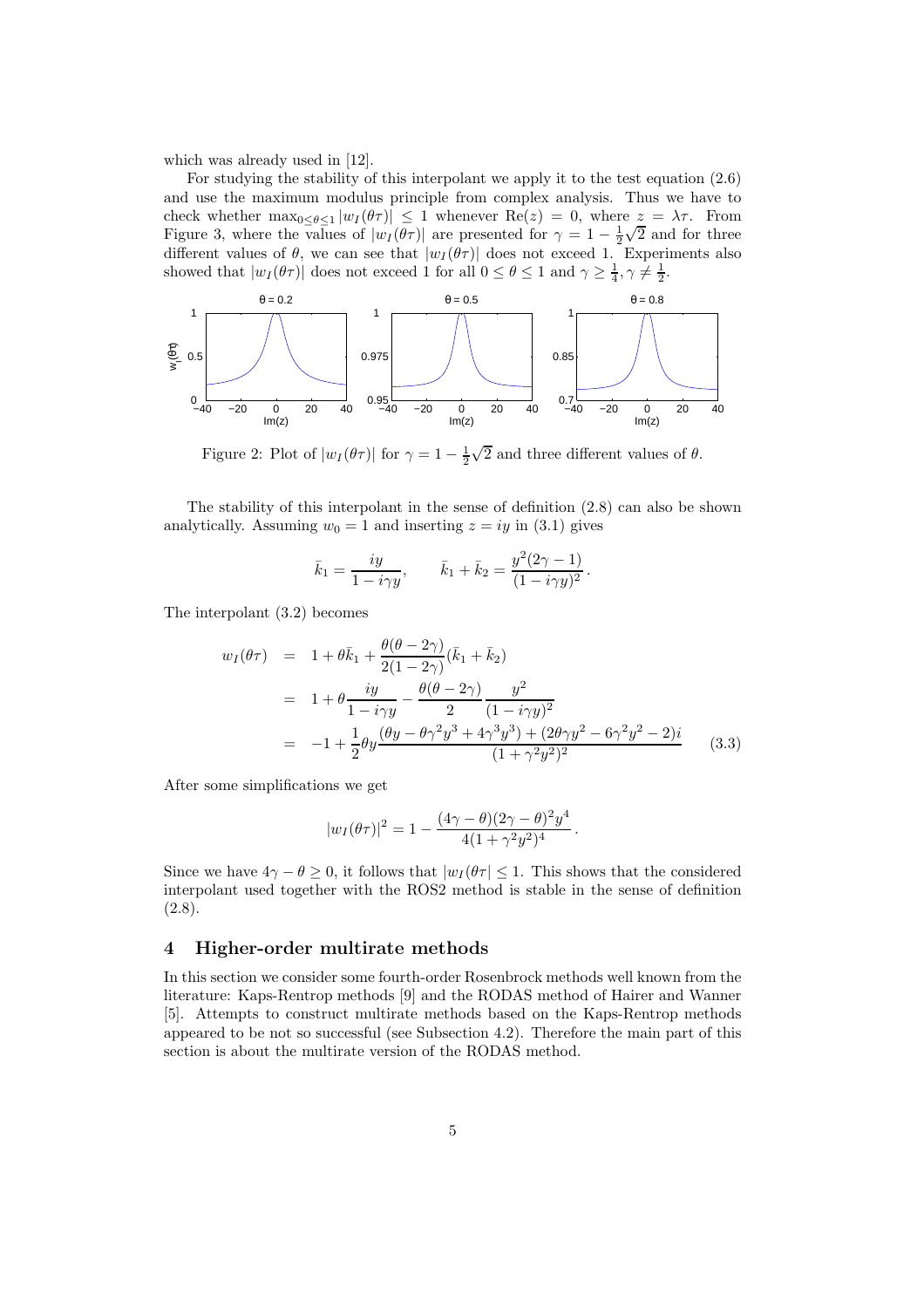which was already used in [12].

For studying the stability of this interpolant we apply it to the test equation (2.6) and use the maximum modulus principle from complex analysis. Thus we have to check whether $\max_{0\le\theta\le1}|w_I(\theta\tau)| \le 1$ whenever $\mathrm{Re}(z) = 0$, where $z = \lambda\tau$. From Figure 3, where the values of $|w_I(\theta\tau)|$ are presented for $\gamma = 1 - \frac{1}{2}\sqrt{2}$ and for three different values of $\theta$, we can see that $|w_I(\theta\tau)|$ does not exceed 1. Experiments also showed that $|w_I(\theta\tau)|$ does not exceed 1 for all $0 \le \theta \le 1$ and $\gamma \ge \frac{1}{4}, \gamma \ne \frac{1}{2}$.

Figure 2: Plot of $|w_I(\theta\tau)|$ for $\gamma = 1 - \frac{1}{2}\sqrt{2}$ and three different values of $\theta$.

The stability of this interpolant in the sense of definition (2.8) can also be shown analytically. Assuming $w_0 = 1$ and inserting $z = iy$ in (3.1) gives

$$\bar{k}_1 = \frac{iy}{1 - i\gamma y}, \qquad \bar{k}_1 + \bar{k}_2 = \frac{y^2(2\gamma - 1)}{(1 - i\gamma y)^2}.$$

The interpolant (3.2) becomes

$$\begin{aligned}
w_I(\theta\tau) &= 1 + \theta\bar{k}_1 + \frac{\theta(\theta - 2\gamma)}{2(1 - 2\gamma)}(\bar{k}_1 + \bar{k}_2) \\
&= 1 + \theta\frac{iy}{1 - i\gamma y} - \frac{\theta(\theta - 2\gamma)}{2}\frac{y^2}{(1 - i\gamma y)^2} \\
&= -1 + \frac{1}{2}\theta y\frac{(\theta y - \theta\gamma^2 y^3 + 4\gamma^3 y^3) + (2\theta\gamma y^2 - 6\gamma^2 y^2 - 2)i}{(1 + \gamma^2 y^2)^2}
\end{aligned} \qquad (3.3)$$

After some simplifications we get

$$|w_I(\theta\tau)|^2 = 1 - \frac{(4\gamma - \theta)(2\gamma - \theta)^2 y^4}{4(1 + \gamma^2 y^2)^4}.$$

Since we have $4\gamma - \theta \ge 0$, it follows that $|w_I(\theta\tau| \le 1$. This shows that the considered interpolant used together with the ROS2 method is stable in the sense of definition (2.8).

## 4 Higher-order multirate methods

In this section we consider some fourth-order Rosenbrock methods well known from the literature: Kaps-Rentrop methods [9] and the RODAS method of Hairer and Wanner [5]. Attempts to construct multirate methods based on the Kaps-Rentrop methods appeared to be not so successful (see Subsection 4.2). Therefore the main part of this section is about the multirate version of the RODAS method.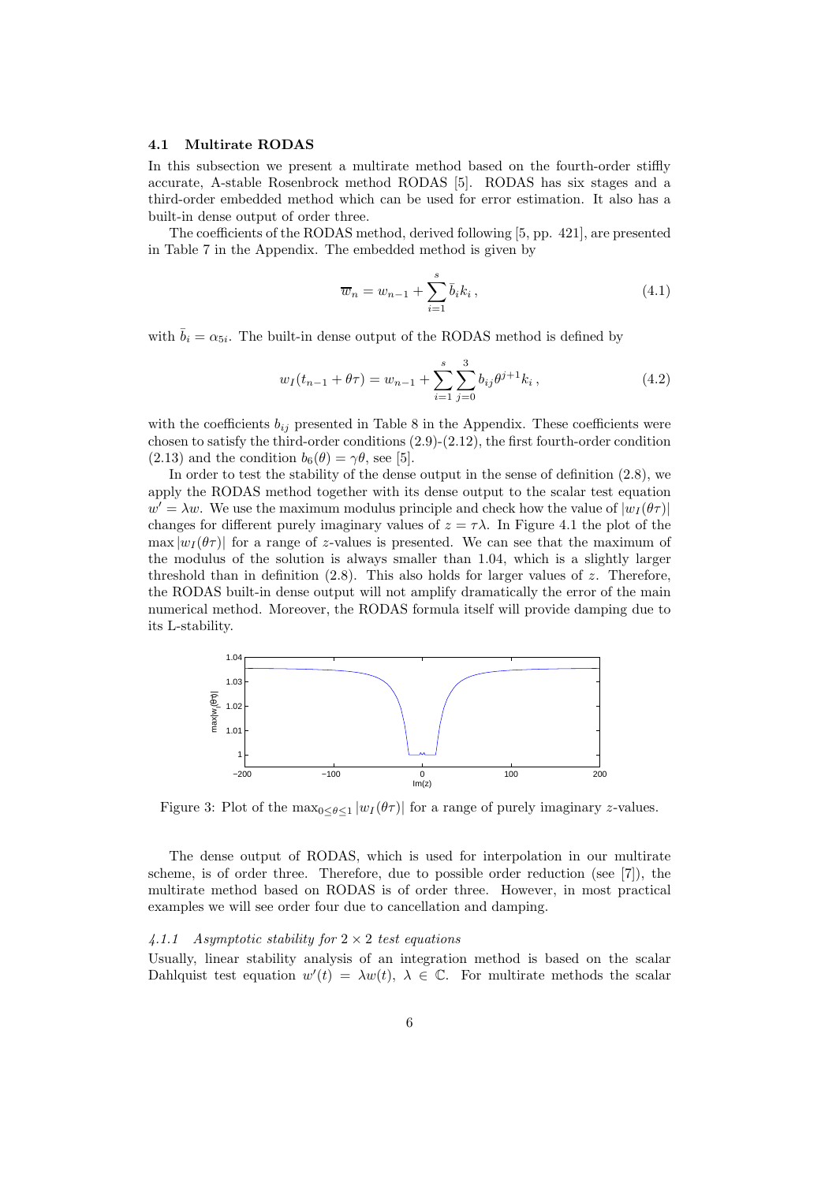### 4.1 Multirate RODAS

In this subsection we present a multirate method based on the fourth-order stiffly accurate, A-stable Rosenbrock method RODAS [5]. RODAS has six stages and a third-order embedded method which can be used for error estimation. It also has a built-in dense output of order three.

The coefficients of the RODAS method, derived following [5, pp. 421], are presented in Table 7 in the Appendix. The embedded method is given by

$$\overline{w}_n = w_{n-1} + \sum_{i=1}^{s} \bar{b}_i k_i \,, \tag{4.1}$$

with $\bar{b}_i = \alpha_{5i}$. The built-in dense output of the RODAS method is defined by

$$w_I(t_{n-1} + \theta\tau) = w_{n-1} + \sum_{i=1}^{s} \sum_{j=0}^{3} b_{ij} \theta^{j+1} k_i \,, \tag{4.2}$$

with the coefficients $b_{ij}$ presented in Table 8 in the Appendix. These coefficients were chosen to satisfy the third-order conditions (2.9)-(2.12), the first fourth-order condition (2.13) and the condition $b_6(\theta) = \gamma\theta$, see [5].

In order to test the stability of the dense output in the sense of definition (2.8), we apply the RODAS method together with its dense output to the scalar test equation $w' = \lambda w$. We use the maximum modulus principle and check how the value of $|w_I(\theta\tau)|$ changes for different purely imaginary values of $z = \tau\lambda$. In Figure 4.1 the plot of the $\max |w_I(\theta\tau)|$ for a range of $z$-values is presented. We can see that the maximum of the modulus of the solution is always smaller than 1.04, which is a slightly larger threshold than in definition (2.8). This also holds for larger values of $z$. Therefore, the RODAS built-in dense output will not amplify dramatically the error of the main numerical method. Moreover, the RODAS formula itself will provide damping due to its L-stability.

Figure 3: Plot of the $\max_{0 \leq \theta \leq 1} |w_I(\theta\tau)|$ for a range of purely imaginary $z$-values.

The dense output of RODAS, which is used for interpolation in our multirate scheme, is of order three. Therefore, due to possible order reduction (see [7]), the multirate method based on RODAS is of order three. However, in most practical examples we will see order four due to cancellation and damping.

#### *4.1.1 Asymptotic stability for 2 × 2 test equations*

Usually, linear stability analysis of an integration method is based on the scalar Dahlquist test equation $w'(t) = \lambda w(t)$, $\lambda \in \mathbb{C}$. For multirate methods the scalar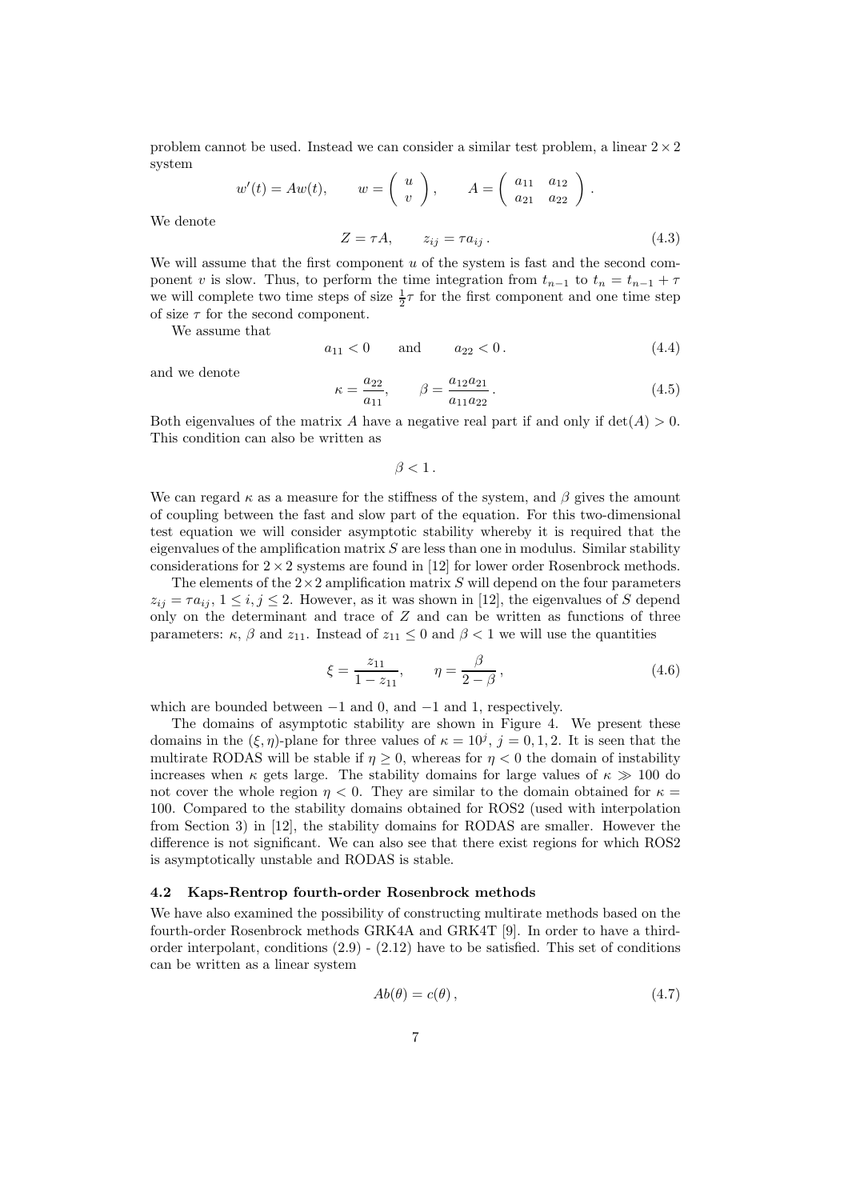problem cannot be used. Instead we can consider a similar test problem, a linear $2 \times 2$ system

$$w'(t) = Aw(t), \qquad w = \begin{pmatrix} u \\ v \end{pmatrix}, \qquad A = \begin{pmatrix} a_{11} & a_{12} \\ a_{21} & a_{22} \end{pmatrix}.$$

We denote

$$Z = \tau A, \qquad z_{ij} = \tau a_{ij}\,. \tag{4.3}$$

We will assume that the first component $u$ of the system is fast and the second component $v$ is slow. Thus, to perform the time integration from $t_{n-1}$ to $t_n = t_{n-1} + \tau$ we will complete two time steps of size $\frac{1}{2}\tau$ for the first component and one time step of size $\tau$ for the second component.

We assume that

$$a_{11} < 0 \qquad \text{and} \qquad a_{22} < 0\,. \tag{4.4}$$

and we denote

$$\kappa = \frac{a_{22}}{a_{11}}, \qquad \beta = \frac{a_{12}a_{21}}{a_{11}a_{22}}\,. \tag{4.5}$$

Both eigenvalues of the matrix $A$ have a negative real part if and only if $\det(A) > 0$. This condition can also be written as

$$\beta < 1\,.$$

We can regard $\kappa$ as a measure for the stiffness of the system, and $\beta$ gives the amount of coupling between the fast and slow part of the equation. For this two-dimensional test equation we will consider asymptotic stability whereby it is required that the eigenvalues of the amplification matrix $S$ are less than one in modulus. Similar stability considerations for $2 \times 2$ systems are found in [12] for lower order Rosenbrock methods.

The elements of the $2 \times 2$ amplification matrix $S$ will depend on the four parameters $z_{ij} = \tau a_{ij}$, $1 \le i, j \le 2$. However, as it was shown in [12], the eigenvalues of $S$ depend only on the determinant and trace of $Z$ and can be written as functions of three parameters: $\kappa$, $\beta$ and $z_{11}$. Instead of $z_{11} \le 0$ and $\beta < 1$ we will use the quantities

$$\xi = \frac{z_{11}}{1 - z_{11}}, \qquad \eta = \frac{\beta}{2 - \beta}\,, \tag{4.6}$$

which are bounded between $-1$ and $0$, and $-1$ and $1$, respectively.

The domains of asymptotic stability are shown in Figure 4. We present these domains in the $(\xi, \eta)$-plane for three values of $\kappa = 10^j$, $j = 0, 1, 2$. It is seen that the multirate RODAS will be stable if $\eta \ge 0$, whereas for $\eta < 0$ the domain of instability increases when $\kappa$ gets large. The stability domains for large values of $\kappa \gg 100$ do not cover the whole region $\eta < 0$. They are similar to the domain obtained for $\kappa = 100$. Compared to the stability domains obtained for ROS2 (used with interpolation from Section 3) in [12], the stability domains for RODAS are smaller. However the difference is not significant. We can also see that there exist regions for which ROS2 is asymptotically unstable and RODAS is stable.

### 4.2 Kaps-Rentrop fourth-order Rosenbrock methods

We have also examined the possibility of constructing multirate methods based on the fourth-order Rosenbrock methods GRK4A and GRK4T [9]. In order to have a third-order interpolant, conditions (2.9) - (2.12) have to be satisfied. This set of conditions can be written as a linear system

$$Ab(\theta) = c(\theta)\,, \tag{4.7}$$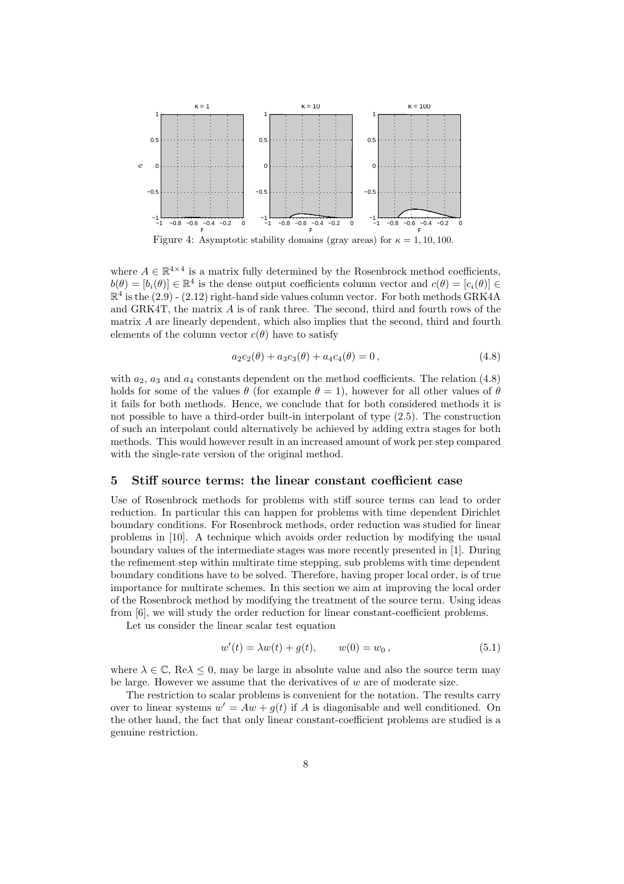Figure 4: Asymptotic stability domains (gray areas) for $\kappa = 1, 10, 100$.

where $A \in \mathbb{R}^{4\times 4}$ is a matrix fully determined by the Rosenbrock method coefficients, $b(\theta) = [b_i(\theta)] \in \mathbb{R}^4$ is the dense output coefficients column vector and $c(\theta) = [c_i(\theta)] \in \mathbb{R}^4$ is the (2.9) - (2.12) right-hand side values column vector. For both methods GRK4A and GRK4T, the matrix $A$ is of rank three. The second, third and fourth rows of the matrix $A$ are linearly dependent, which also implies that the second, third and fourth elements of the column vector $c(\theta)$ have to satisfy

$$a_2 c_2(\theta) + a_3 c_3(\theta) + a_4 c_4(\theta) = 0\,, \tag{4.8}$$

with $a_2$, $a_3$ and $a_4$ constants dependent on the method coefficients. The relation (4.8) holds for some of the values $\theta$ (for example $\theta = 1$), however for all other values of $\theta$ it fails for both methods. Hence, we conclude that for both considered methods it is not possible to have a third-order built-in interpolant of type (2.5). The construction of such an interpolant could alternatively be achieved by adding extra stages for both methods. This would however result in an increased amount of work per step compared with the single-rate version of the original method.

## 5 Stiff source terms: the linear constant coefficient case

Use of Rosenbrock methods for problems with stiff source terms can lead to order reduction. In particular this can happen for problems with time dependent Dirichlet boundary conditions. For Rosenbrock methods, order reduction was studied for linear problems in [10]. A technique which avoids order reduction by modifying the usual boundary values of the intermediate stages was more recently presented in [1]. During the refinement step within multirate time stepping, sub problems with time dependent boundary conditions have to be solved. Therefore, having proper local order, is of true importance for multirate schemes. In this section we aim at improving the local order of the Rosenbrock method by modifying the treatment of the source term. Using ideas from [6], we will study the order reduction for linear constant-coefficient problems.

Let us consider the linear scalar test equation

$$w'(t) = \lambda w(t) + g(t), \qquad w(0) = w_0\,, \tag{5.1}$$

where $\lambda \in \mathbb{C}$, $\mathrm{Re}\lambda \leq 0$, may be large in absolute value and also the source term may be large. However we assume that the derivatives of $w$ are of moderate size.

The restriction to scalar problems is convenient for the notation. The results carry over to linear systems $w' = Aw + g(t)$ if $A$ is diagonisable and well conditioned. On the other hand, the fact that only linear constant-coefficient problems are studied is a genuine restriction.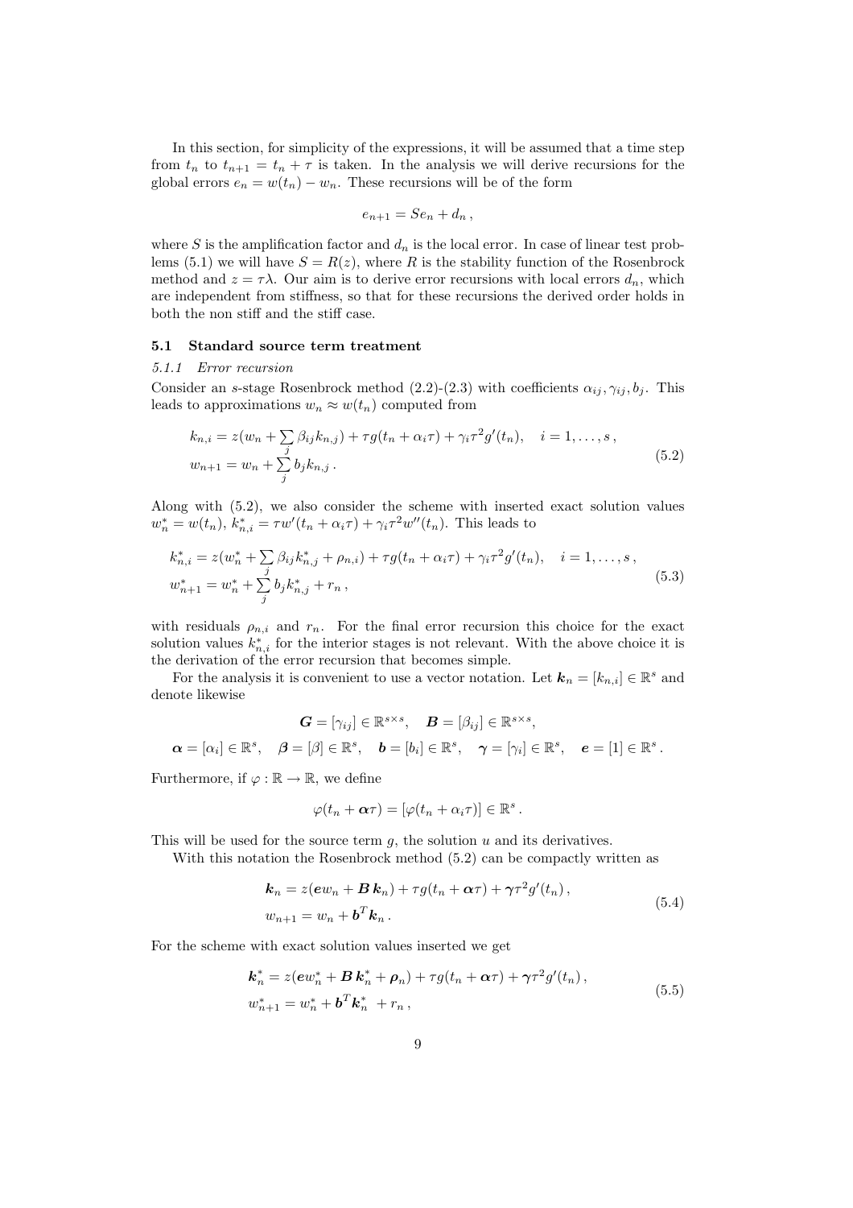In this section, for simplicity of the expressions, it will be assumed that a time step from $t_n$ to $t_{n+1} = t_n + \tau$ is taken. In the analysis we will derive recursions for the global errors $e_n = w(t_n) - w_n$. These recursions will be of the form

$$e_{n+1} = Se_n + d_n \,,$$

where $S$ is the amplification factor and $d_n$ is the local error. In case of linear test problems (5.1) we will have $S = R(z)$, where $R$ is the stability function of the Rosenbrock method and $z = \tau\lambda$. Our aim is to derive error recursions with local errors $d_n$, which are independent from stiffness, so that for these recursions the derived order holds in both the non stiff and the stiff case.

### 5.1 Standard source term treatment

#### *5.1.1 Error recursion*

Consider an $s$-stage Rosenbrock method (2.2)-(2.3) with coefficients $\alpha_{ij}, \gamma_{ij}, b_j$. This leads to approximations $w_n \approx w(t_n)$ computed from

$$\begin{aligned}
&k_{n,i} = z(w_n + \sum_j \beta_{ij} k_{n,j}) + \tau g(t_n + \alpha_i \tau) + \gamma_i \tau^2 g'(t_n), \quad i = 1, \ldots, s\,, \\
&w_{n+1} = w_n + \sum_j b_j k_{n,j}\,.
\end{aligned} \tag{5.2}$$

Along with (5.2), we also consider the scheme with inserted exact solution values $w_n^* = w(t_n)$, $k_{n,i}^* = \tau w'(t_n + \alpha_i \tau) + \gamma_i \tau^2 w''(t_n)$. This leads to

$$\begin{aligned}
&k_{n,i}^* = z(w_n^* + \sum_j \beta_{ij} k_{n,j}^* + \rho_{n,i}) + \tau g(t_n + \alpha_i \tau) + \gamma_i \tau^2 g'(t_n), \quad i = 1, \ldots, s\,, \\
&w_{n+1}^* = w_n^* + \sum_j b_j k_{n,j}^* + r_n\,,
\end{aligned} \tag{5.3}$$

with residuals $\rho_{n,i}$ and $r_n$. For the final error recursion this choice for the exact solution values $k_{n,i}^*$ for the interior stages is not relevant. With the above choice it is the derivation of the error recursion that becomes simple.

For the analysis it is convenient to use a vector notation. Let $\boldsymbol{k}_n = [k_{n,i}] \in \mathbb{R}^s$ and denote likewise

$$\boldsymbol{G} = [\gamma_{ij}] \in \mathbb{R}^{s\times s}, \quad \boldsymbol{B} = [\beta_{ij}] \in \mathbb{R}^{s\times s},$$

$$\boldsymbol{\alpha} = [\alpha_i] \in \mathbb{R}^s, \quad \boldsymbol{\beta} = [\beta] \in \mathbb{R}^s, \quad \boldsymbol{b} = [b_i] \in \mathbb{R}^s, \quad \boldsymbol{\gamma} = [\gamma_i] \in \mathbb{R}^s, \quad \boldsymbol{e} = [1] \in \mathbb{R}^s\,.$$

Furthermore, if $\varphi : \mathbb{R} \to \mathbb{R}$, we define

$$\varphi(t_n + \boldsymbol{\alpha}\tau) = [\varphi(t_n + \alpha_i \tau)] \in \mathbb{R}^s\,.$$

This will be used for the source term $g$, the solution $u$ and its derivatives.

With this notation the Rosenbrock method (5.2) can be compactly written as

$$\begin{aligned}
&\boldsymbol{k}_n = z(\boldsymbol{e} w_n + \boldsymbol{B}\,\boldsymbol{k}_n) + \tau g(t_n + \boldsymbol{\alpha}\tau) + \boldsymbol{\gamma}\tau^2 g'(t_n)\,, \\
&w_{n+1} = w_n + \boldsymbol{b}^T \boldsymbol{k}_n\,.
\end{aligned} \tag{5.4}$$

For the scheme with exact solution values inserted we get

$$\begin{aligned}
&\boldsymbol{k}_n^* = z(\boldsymbol{e} w_n^* + \boldsymbol{B}\,\boldsymbol{k}_n^* + \boldsymbol{\rho}_n) + \tau g(t_n + \boldsymbol{\alpha}\tau) + \boldsymbol{\gamma}\tau^2 g'(t_n)\,, \\
&w_{n+1}^* = w_n^* + \boldsymbol{b}^T \boldsymbol{k}_n^* \; + r_n\,,
\end{aligned} \tag{5.5}$$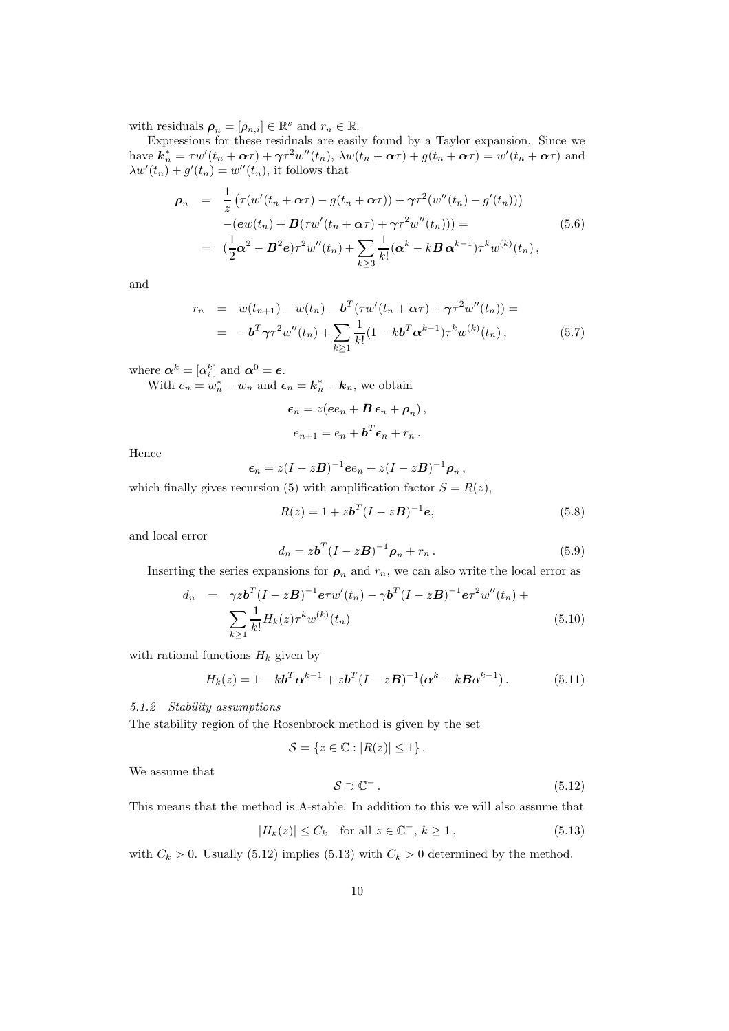with residuals $\boldsymbol{\rho}_n = [\rho_{n,i}] \in \mathbb{R}^s$ and $r_n \in \mathbb{R}$.

Expressions for these residuals are easily found by a Taylor expansion. Since we have $\boldsymbol{k}_n^* = \tau w'(t_n + \boldsymbol{\alpha}\tau) + \boldsymbol{\gamma}\tau^2 w''(t_n)$, $\lambda w(t_n + \boldsymbol{\alpha}\tau) + g(t_n + \boldsymbol{\alpha}\tau) = w'(t_n + \boldsymbol{\alpha}\tau)$ and $\lambda w'(t_n) + g'(t_n) = w''(t_n)$, it follows that

$$
\begin{aligned}
\boldsymbol{\rho}_n &= \frac{1}{z}\left(\tau(w'(t_n + \boldsymbol{\alpha}\tau) - g(t_n + \boldsymbol{\alpha}\tau)) + \boldsymbol{\gamma}\tau^2(w''(t_n) - g'(t_n))\right) \\
&\quad -(\boldsymbol{e}w(t_n) + \boldsymbol{B}(\tau w'(t_n + \boldsymbol{\alpha}\tau) + \boldsymbol{\gamma}\tau^2 w''(t_n))) = \\
&= (\frac{1}{2}\boldsymbol{\alpha}^2 - \boldsymbol{B}^2\boldsymbol{e})\tau^2 w''(t_n) + \sum_{k\geq 3}\frac{1}{k!}(\boldsymbol{\alpha}^k - k\boldsymbol{B}\,\boldsymbol{\alpha}^{k-1})\tau^k w^{(k)}(t_n)\,,
\end{aligned}
\tag{5.6}
$$

and

$$
\begin{aligned}
r_n &= w(t_{n+1}) - w(t_n) - \boldsymbol{b}^T(\tau w'(t_n + \boldsymbol{\alpha}\tau) + \boldsymbol{\gamma}\tau^2 w''(t_n)) = \\
&= -\boldsymbol{b}^T\boldsymbol{\gamma}\tau^2 w''(t_n) + \sum_{k\geq 1}\frac{1}{k!}(1 - k\boldsymbol{b}^T\boldsymbol{\alpha}^{k-1})\tau^k w^{(k)}(t_n)\,,
\end{aligned}
\tag{5.7}
$$

where $\boldsymbol{\alpha}^k = [\alpha_i^k]$ and $\boldsymbol{\alpha}^0 = \boldsymbol{e}$.

With $e_n = w_n^* - w_n$ and $\boldsymbol{\epsilon}_n = \boldsymbol{k}_n^* - \boldsymbol{k}_n$, we obtain

$$
\boldsymbol{\epsilon}_n = z(\boldsymbol{e}e_n + \boldsymbol{B}\,\boldsymbol{\epsilon}_n + \boldsymbol{\rho}_n)\,,
$$

$$
e_{n+1} = e_n + \boldsymbol{b}^T\boldsymbol{\epsilon}_n + r_n\,.
$$

Hence

$$
\boldsymbol{\epsilon}_n = z(I - z\boldsymbol{B})^{-1}\boldsymbol{e}e_n + z(I - z\boldsymbol{B})^{-1}\boldsymbol{\rho}_n\,,
$$

which finally gives recursion (5) with amplification factor $S = R(z)$,

$$
R(z) = 1 + z\boldsymbol{b}^T(I - z\boldsymbol{B})^{-1}\boldsymbol{e}, \tag{5.8}
$$

and local error

$$
d_n = z\boldsymbol{b}^T(I - z\boldsymbol{B})^{-1}\boldsymbol{\rho}_n + r_n\,. \tag{5.9}
$$

Inserting the series expansions for $\boldsymbol{\rho}_n$ and $r_n$, we can also write the local error as

$$
\begin{aligned}
d_n &= \gamma z\boldsymbol{b}^T(I - z\boldsymbol{B})^{-1}\boldsymbol{e}\tau w'(t_n) - \gamma\boldsymbol{b}^T(I - z\boldsymbol{B})^{-1}\boldsymbol{e}\tau^2 w''(t_n) + \\
&\quad \sum_{k\geq 1}\frac{1}{k!}H_k(z)\tau^k w^{(k)}(t_n)
\end{aligned}
\tag{5.10}
$$

with rational functions $H_k$ given by

$$
H_k(z) = 1 - k\boldsymbol{b}^T\boldsymbol{\alpha}^{k-1} + z\boldsymbol{b}^T(I - z\boldsymbol{B})^{-1}(\boldsymbol{\alpha}^k - k\boldsymbol{B}\alpha^{k-1})\,. \tag{5.11}
$$

*5.1.2 Stability assumptions*

The stability region of the Rosenbrock method is given by the set

$$
\mathcal{S} = \{z \in \mathbb{C} : |R(z)| \leq 1\}\,.
$$

We assume that

$$
\mathcal{S} \supset \mathbb{C}^-\,. \tag{5.12}
$$

This means that the method is A-stable. In addition to this we will also assume that

$$
|H_k(z)| \leq C_k \quad \text{for all } z \in \mathbb{C}^-,\ k \geq 1\,, \tag{5.13}
$$

with $C_k > 0$. Usually (5.12) implies (5.13) with $C_k > 0$ determined by the method.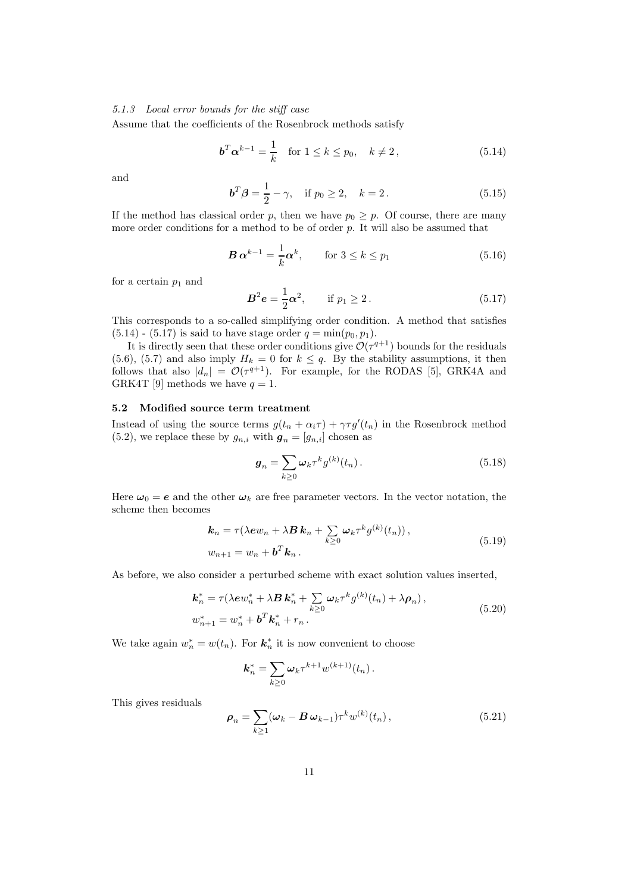*5.1.3 Local error bounds for the stiff case*

Assume that the coefficients of the Rosenbrock methods satisfy

$$\boldsymbol{b}^T \boldsymbol{\alpha}^{k-1} = \frac{1}{k} \quad \text{for } 1 \leq k \leq p_0, \quad k \neq 2\,, \tag{5.14}$$

and

$$\boldsymbol{b}^T \boldsymbol{\beta} = \frac{1}{2} - \gamma, \quad \text{if } p_0 \geq 2, \quad k = 2\,. \tag{5.15}$$

If the method has classical order $p$, then we have $p_0 \geq p$. Of course, there are many more order conditions for a method to be of order $p$. It will also be assumed that

$$\boldsymbol{B}\, \boldsymbol{\alpha}^{k-1} = \frac{1}{k} \boldsymbol{\alpha}^k, \qquad \text{for } 3 \leq k \leq p_1 \tag{5.16}$$

for a certain $p_1$ and

$$\boldsymbol{B}^2 \boldsymbol{e} = \frac{1}{2} \boldsymbol{\alpha}^2, \qquad \text{if } p_1 \geq 2\,. \tag{5.17}$$

This corresponds to a so-called simplifying order condition. A method that satisfies (5.14) - (5.17) is said to have stage order $q = \min(p_0, p_1)$.

It is directly seen that these order conditions give $\mathcal{O}(\tau^{q+1})$ bounds for the residuals (5.6), (5.7) and also imply $H_k = 0$ for $k \leq q$. By the stability assumptions, it then follows that also $|d_n| = \mathcal{O}(\tau^{q+1})$. For example, for the RODAS [5], GRK4A and GRK4T [9] methods we have $q = 1$.

### 5.2 Modified source term treatment

Instead of using the source terms $g(t_n + \alpha_i \tau) + \gamma \tau g'(t_n)$ in the Rosenbrock method (5.2), we replace these by $g_{n,i}$ with $\boldsymbol{g}_n = [g_{n,i}]$ chosen as

$$\boldsymbol{g}_n = \sum_{k \geq 0} \boldsymbol{\omega}_k \tau^k g^{(k)}(t_n)\,. \tag{5.18}$$

Here $\boldsymbol{\omega}_0 = \boldsymbol{e}$ and the other $\boldsymbol{\omega}_k$ are free parameter vectors. In the vector notation, the scheme then becomes

$$\begin{aligned}
\boldsymbol{k}_n &= \tau(\lambda \boldsymbol{e} w_n + \lambda \boldsymbol{B}\, \boldsymbol{k}_n + \textstyle\sum_{k \geq 0} \boldsymbol{\omega}_k \tau^k g^{(k)}(t_n))\,, \\
w_{n+1} &= w_n + \boldsymbol{b}^T \boldsymbol{k}_n\,.
\end{aligned} \tag{5.19}$$

As before, we also consider a perturbed scheme with exact solution values inserted,

$$\begin{aligned}
\boldsymbol{k}_n^* &= \tau(\lambda \boldsymbol{e} w_n^* + \lambda \boldsymbol{B}\, \boldsymbol{k}_n^* + \textstyle\sum_{k \geq 0} \boldsymbol{\omega}_k \tau^k g^{(k)}(t_n) + \lambda \boldsymbol{\rho}_n)\,, \\
w_{n+1}^* &= w_n^* + \boldsymbol{b}^T \boldsymbol{k}_n^* + r_n\,.
\end{aligned} \tag{5.20}$$

We take again $w_n^* = w(t_n)$. For $\boldsymbol{k}_n^*$ it is now convenient to choose

$$\boldsymbol{k}_n^* = \sum_{k \geq 0} \boldsymbol{\omega}_k \tau^{k+1} w^{(k+1)}(t_n)\,.$$

This gives residuals

$$\boldsymbol{\rho}_n = \sum_{k \geq 1} (\boldsymbol{\omega}_k - \boldsymbol{B}\, \boldsymbol{\omega}_{k-1}) \tau^k w^{(k)}(t_n)\,, \tag{5.21}$$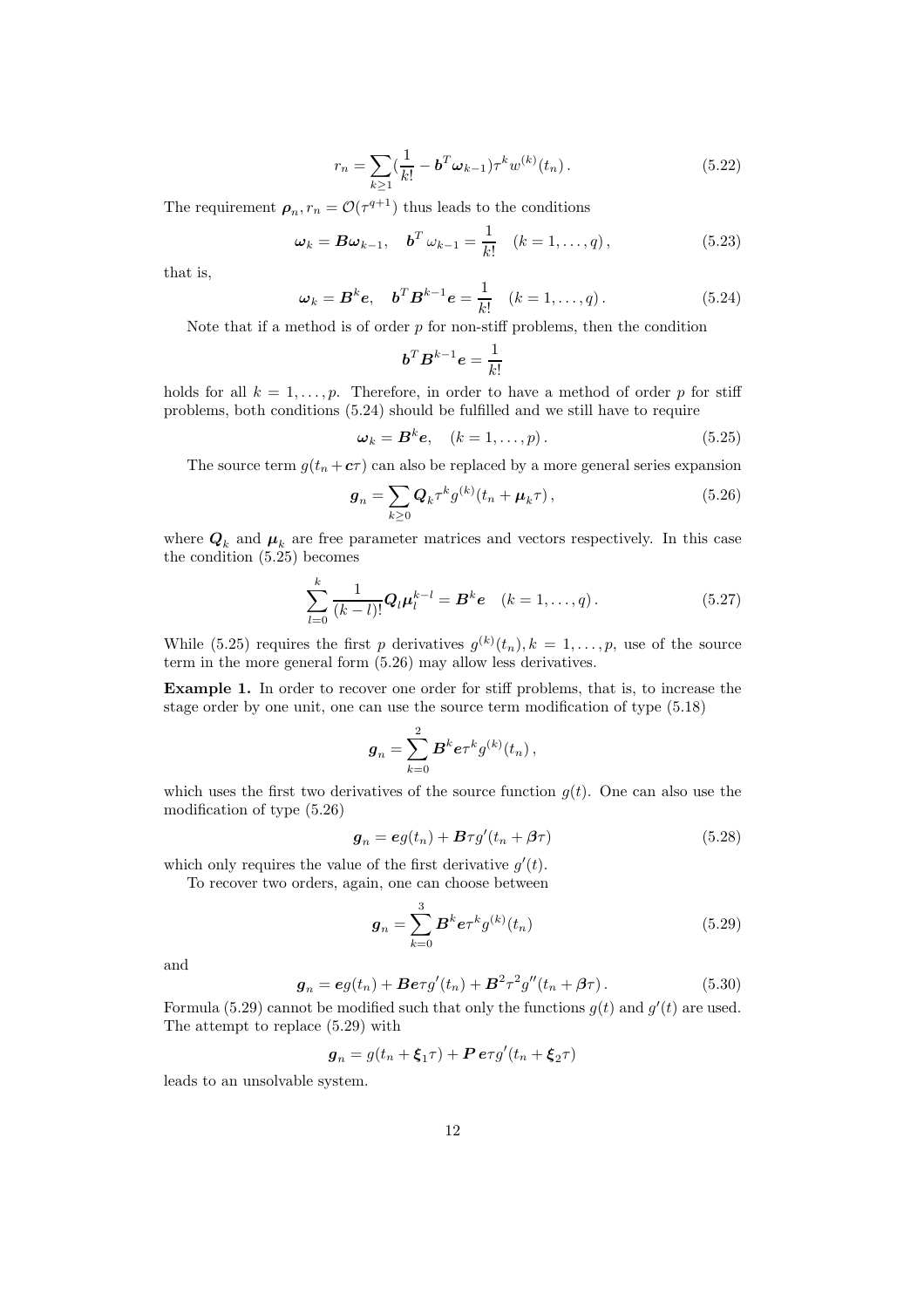$$r_n = \sum_{k\geq 1} (\frac{1}{k!} - \boldsymbol{b}^T \boldsymbol{\omega}_{k-1}) \tau^k w^{(k)}(t_n) \,. \tag{5.22}$$

The requirement $\boldsymbol{\rho}_n, r_n = \mathcal{O}(\tau^{q+1})$ thus leads to the conditions

$$\boldsymbol{\omega}_k = \boldsymbol{B}\boldsymbol{\omega}_{k-1}, \quad \boldsymbol{b}^T \,\omega_{k-1} = \frac{1}{k!} \quad (k = 1, \ldots, q)\,, \tag{5.23}$$

that is,

$$\boldsymbol{\omega}_k = \boldsymbol{B}^k \boldsymbol{e}, \quad \boldsymbol{b}^T \boldsymbol{B}^{k-1} \boldsymbol{e} = \frac{1}{k!} \quad (k = 1, \ldots, q)\,. \tag{5.24}$$

Note that if a method is of order $p$ for non-stiff problems, then the condition

$$\boldsymbol{b}^T \boldsymbol{B}^{k-1} \boldsymbol{e} = \frac{1}{k!}$$

holds for all $k = 1, \ldots, p$. Therefore, in order to have a method of order $p$ for stiff problems, both conditions (5.24) should be fulfilled and we still have to require

$$\boldsymbol{\omega}_k = \boldsymbol{B}^k \boldsymbol{e}, \quad (k = 1, \ldots, p)\,. \tag{5.25}$$

The source term $g(t_n + \boldsymbol{c}\tau)$ can also be replaced by a more general series expansion

$$\boldsymbol{g}_n = \sum_{k\geq 0} \boldsymbol{Q}_k \tau^k g^{(k)}(t_n + \boldsymbol{\mu}_k \tau)\,, \tag{5.26}$$

where $\boldsymbol{Q}_k$ and $\boldsymbol{\mu}_k$ are free parameter matrices and vectors respectively. In this case the condition (5.25) becomes

$$\sum_{l=0}^{k} \frac{1}{(k-l)!} \boldsymbol{Q}_l \boldsymbol{\mu}_l^{k-l} = \boldsymbol{B}^k \boldsymbol{e} \quad (k = 1, \ldots, q)\,. \tag{5.27}$$

While (5.25) requires the first $p$ derivatives $g^{(k)}(t_n), k = 1, \ldots, p$, use of the source term in the more general form (5.26) may allow less derivatives.

**Example 1.** In order to recover one order for stiff problems, that is, to increase the stage order by one unit, one can use the source term modification of type (5.18)

$$\boldsymbol{g}_n = \sum_{k=0}^{2} \boldsymbol{B}^k \boldsymbol{e} \tau^k g^{(k)}(t_n)\,,$$

which uses the first two derivatives of the source function $g(t)$. One can also use the modification of type (5.26)

$$\boldsymbol{g}_n = \boldsymbol{e} g(t_n) + \boldsymbol{B}\tau g'(t_n + \boldsymbol{\beta}\tau) \tag{5.28}$$

which only requires the value of the first derivative $g'(t)$.

To recover two orders, again, one can choose between

$$\boldsymbol{g}_n = \sum_{k=0}^{3} \boldsymbol{B}^k \boldsymbol{e} \tau^k g^{(k)}(t_n) \tag{5.29}$$

and

$$\boldsymbol{g}_n = \boldsymbol{e} g(t_n) + \boldsymbol{B}\boldsymbol{e}\tau g'(t_n) + \boldsymbol{B}^2 \tau^2 g''(t_n + \boldsymbol{\beta}\tau)\,. \tag{5.30}$$

Formula (5.29) cannot be modified such that only the functions $g(t)$ and $g'(t)$ are used. The attempt to replace (5.29) with

$$\boldsymbol{g}_n = g(t_n + \boldsymbol{\xi}_1 \tau) + \boldsymbol{P}\,\boldsymbol{e}\tau g'(t_n + \boldsymbol{\xi}_2 \tau)$$

leads to an unsolvable system.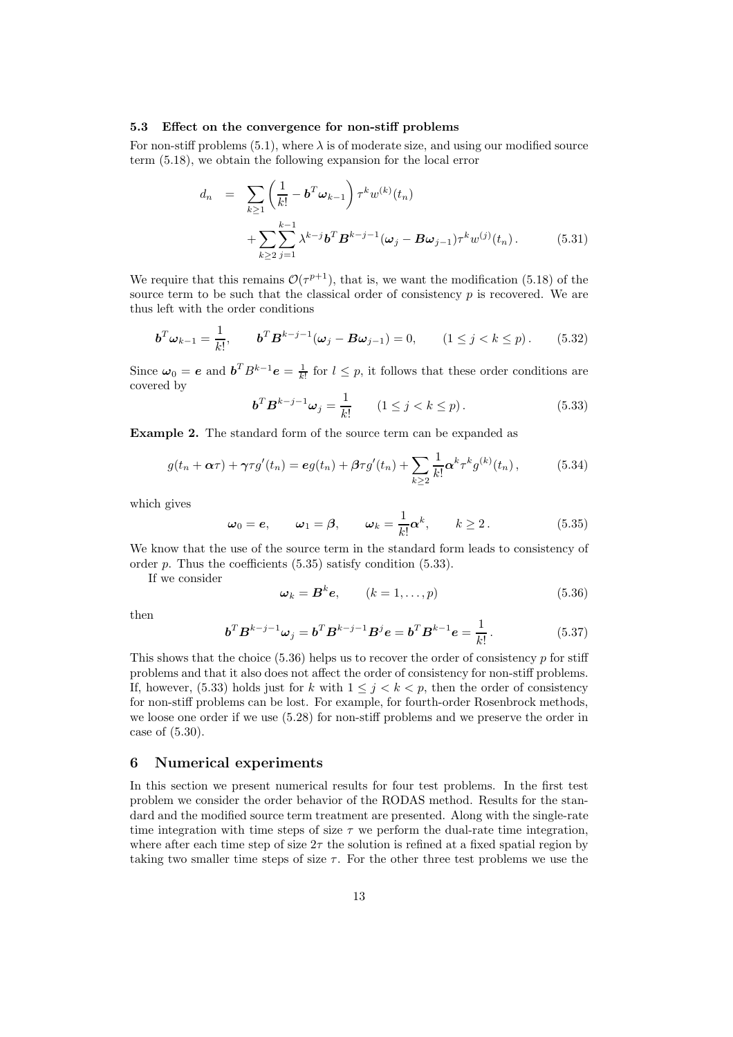### 5.3 Effect on the convergence for non-stiff problems

For non-stiff problems (5.1), where $\lambda$ is of moderate size, and using our modified source term (5.18), we obtain the following expansion for the local error

$$
\begin{aligned}
d_n &= \sum_{k\geq 1} \left( \frac{1}{k!} - \boldsymbol{b}^T \boldsymbol{\omega}_{k-1} \right) \tau^k w^{(k)}(t_n) \\
&\quad + \sum_{k\geq 2} \sum_{j=1}^{k-1} \lambda^{k-j} \boldsymbol{b}^T \boldsymbol{B}^{k-j-1} (\boldsymbol{\omega}_j - \boldsymbol{B}\boldsymbol{\omega}_{j-1}) \tau^k w^{(j)}(t_n) \,. \qquad (5.31)
\end{aligned}
$$

We require that this remains $\mathcal{O}(\tau^{p+1})$, that is, we want the modification (5.18) of the source term to be such that the classical order of consistency $p$ is recovered. We are thus left with the order conditions

$$
\boldsymbol{b}^T \boldsymbol{\omega}_{k-1} = \frac{1}{k!}, \qquad \boldsymbol{b}^T \boldsymbol{B}^{k-j-1} (\boldsymbol{\omega}_j - \boldsymbol{B}\boldsymbol{\omega}_{j-1}) = 0, \qquad (1 \leq j < k \leq p) \,. \qquad (5.32)
$$

Since $\boldsymbol{\omega}_0 = \boldsymbol{e}$ and $\boldsymbol{b}^T B^{k-1} \boldsymbol{e} = \frac{1}{k!}$ for $l \leq p$, it follows that these order conditions are covered by

$$
\boldsymbol{b}^T \boldsymbol{B}^{k-j-1} \boldsymbol{\omega}_j = \frac{1}{k!} \qquad (1 \leq j < k \leq p) \,. \qquad (5.33)
$$

**Example 2.** The standard form of the source term can be expanded as

$$
g(t_n + \boldsymbol{\alpha}\tau) + \boldsymbol{\gamma}\tau g'(t_n) = \boldsymbol{e} g(t_n) + \boldsymbol{\beta}\tau g'(t_n) + \sum_{k\geq 2} \frac{1}{k!} \boldsymbol{\alpha}^k \tau^k g^{(k)}(t_n) \,, \qquad (5.34)
$$

which gives

$$
\boldsymbol{\omega}_0 = \boldsymbol{e}, \qquad \boldsymbol{\omega}_1 = \boldsymbol{\beta}, \qquad \boldsymbol{\omega}_k = \frac{1}{k!} \boldsymbol{\alpha}^k, \qquad k \geq 2 \,. \qquad (5.35)
$$

We know that the use of the source term in the standard form leads to consistency of order $p$. Thus the coefficients (5.35) satisfy condition (5.33).

If we consider

$$
\boldsymbol{\omega}_k = \boldsymbol{B}^k \boldsymbol{e}, \qquad (k = 1, \ldots, p) \qquad (5.36)
$$

then

$$
\boldsymbol{b}^T \boldsymbol{B}^{k-j-1} \boldsymbol{\omega}_j = \boldsymbol{b}^T \boldsymbol{B}^{k-j-1} \boldsymbol{B}^j \boldsymbol{e} = \boldsymbol{b}^T \boldsymbol{B}^{k-1} \boldsymbol{e} = \frac{1}{k!} \,. \qquad (5.37)
$$

This shows that the choice (5.36) helps us to recover the order of consistency $p$ for stiff problems and that it also does not affect the order of consistency for non-stiff problems. If, however, (5.33) holds just for $k$ with $1 \leq j < k < p$, then the order of consistency for non-stiff problems can be lost. For example, for fourth-order Rosenbrock methods, we loose one order if we use (5.28) for non-stiff problems and we preserve the order in case of (5.30).

## 6 Numerical experiments

In this section we present numerical results for four test problems. In the first test problem we consider the order behavior of the RODAS method. Results for the standard and the modified source term treatment are presented. Along with the single-rate time integration with time steps of size $\tau$ we perform the dual-rate time integration, where after each time step of size $2\tau$ the solution is refined at a fixed spatial region by taking two smaller time steps of size $\tau$. For the other three test problems we use the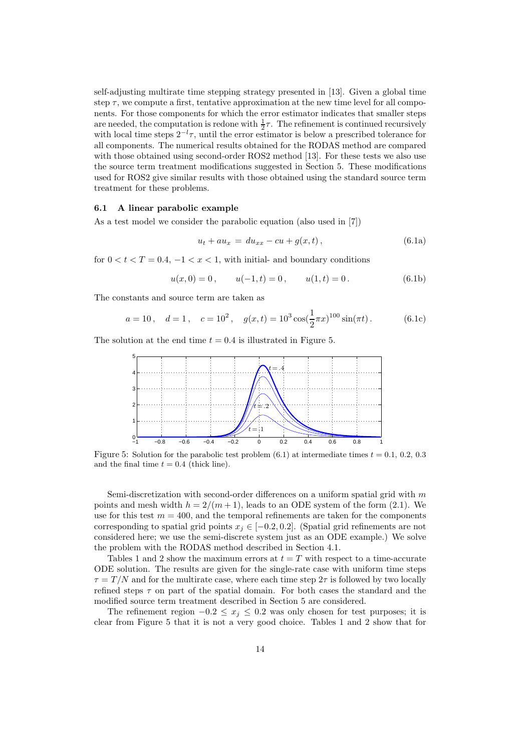self-adjusting multirate time stepping strategy presented in [13]. Given a global time step $\tau$, we compute a first, tentative approximation at the new time level for all components. For those components for which the error estimator indicates that smaller steps are needed, the computation is redone with $\frac{1}{2}\tau$. The refinement is continued recursively with local time steps $2^{-l}\tau$, until the error estimator is below a prescribed tolerance for all components. The numerical results obtained for the RODAS method are compared with those obtained using second-order ROS2 method [13]. For these tests we also use the source term treatment modifications suggested in Section 5. These modifications used for ROS2 give similar results with those obtained using the standard source term treatment for these problems.

### 6.1 A linear parabolic example

As a test model we consider the parabolic equation (also used in [7])

$$u_t + a u_x = d u_{xx} - cu + g(x,t)\,, \tag{6.1a}$$

for $0 < t < T = 0.4$, $-1 < x < 1$, with initial- and boundary conditions

$$u(x,0) = 0\,, \qquad u(-1,t) = 0\,, \qquad u(1,t) = 0\,. \tag{6.1b}$$

The constants and source term are taken as

$$a = 10\,, \quad d = 1\,, \quad c = 10^2\,, \quad g(x,t) = 10^3 \cos(\frac{1}{2}\pi x)^{100} \sin(\pi t)\,. \tag{6.1c}$$

The solution at the end time $t = 0.4$ is illustrated in Figure 5.

Figure 5: Solution for the parabolic test problem (6.1) at intermediate times $t = 0.1,\ 0.2,\ 0.3$ and the final time $t = 0.4$ (thick line).

Semi-discretization with second-order differences on a uniform spatial grid with $m$ points and mesh width $h = 2/(m+1)$, leads to an ODE system of the form (2.1). We use for this test $m = 400$, and the temporal refinements are taken for the components corresponding to spatial grid points $x_j \in [-0.2, 0.2]$. (Spatial grid refinements are not considered here; we use the semi-discrete system just as an ODE example.) We solve the problem with the RODAS method described in Section 4.1.

Tables 1 and 2 show the maximum errors at $t = T$ with respect to a time-accurate ODE solution. The results are given for the single-rate case with uniform time steps $\tau = T/N$ and for the multirate case, where each time step $2\tau$ is followed by two locally refined steps $\tau$ on part of the spatial domain. For both cases the standard and the modified source term treatment described in Section 5 are considered.

The refinement region $-0.2 \leq x_j \leq 0.2$ was only chosen for test purposes; it is clear from Figure 5 that it is not a very good choice. Tables 1 and 2 show that for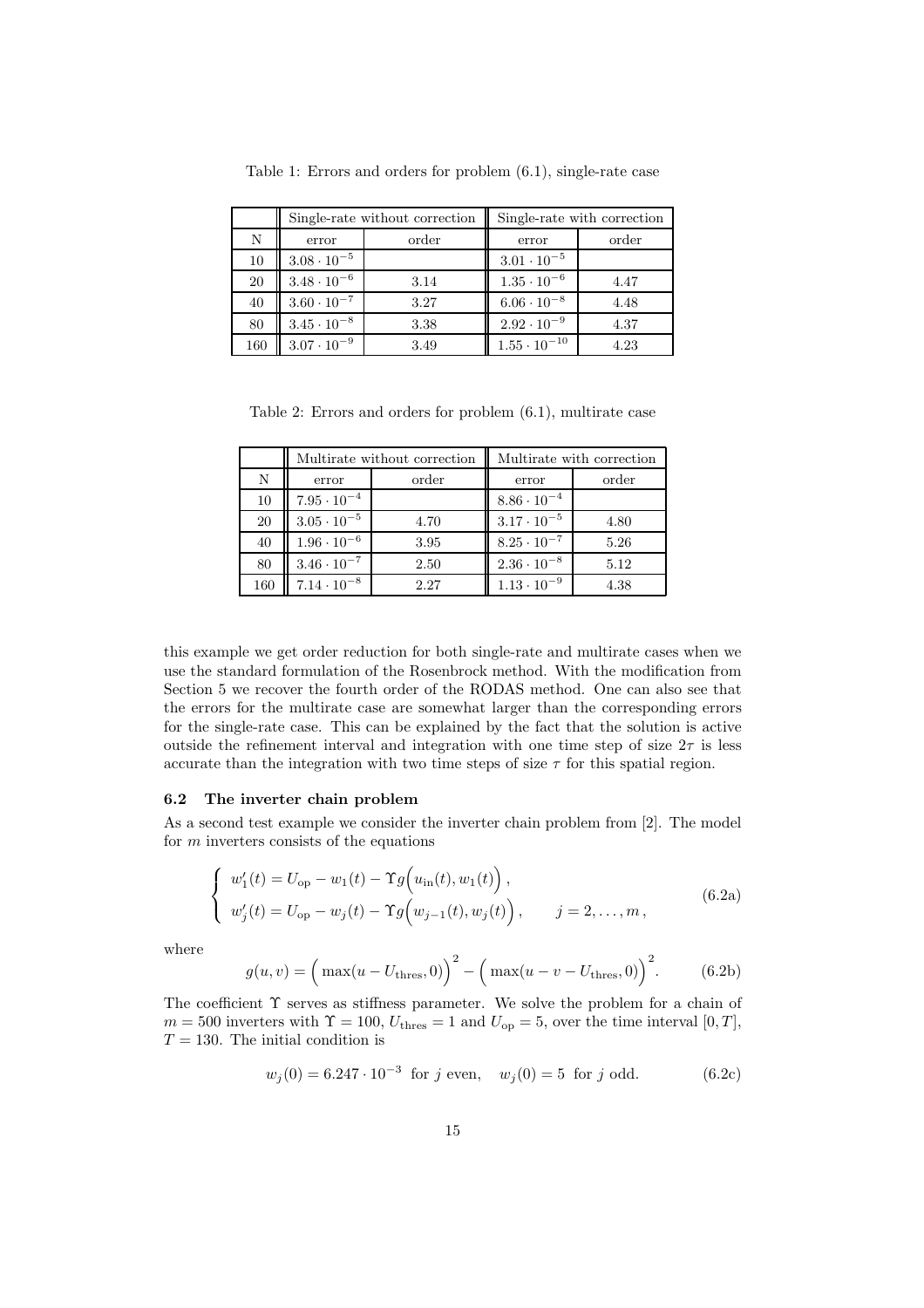Table 1: Errors and orders for problem (6.1), single-rate case

| | Single-rate without correction | | Single-rate with correction | |
|---|---|---|---|---|
| N | error | order | error | order |
| 10 | $3.08 \cdot 10^{-5}$ | | $3.01 \cdot 10^{-5}$ | |
| 20 | $3.48 \cdot 10^{-6}$ | 3.14 | $1.35 \cdot 10^{-6}$ | 4.47 |
| 40 | $3.60 \cdot 10^{-7}$ | 3.27 | $6.06 \cdot 10^{-8}$ | 4.48 |
| 80 | $3.45 \cdot 10^{-8}$ | 3.38 | $2.92 \cdot 10^{-9}$ | 4.37 |
| 160 | $3.07 \cdot 10^{-9}$ | 3.49 | $1.55 \cdot 10^{-10}$ | 4.23 |

Table 2: Errors and orders for problem (6.1), multirate case

| | Multirate without correction | | Multirate with correction | |
|---|---|---|---|---|
| N | error | order | error | order |
| 10 | $7.95 \cdot 10^{-4}$ | | $8.86 \cdot 10^{-4}$ | |
| 20 | $3.05 \cdot 10^{-5}$ | 4.70 | $3.17 \cdot 10^{-5}$ | 4.80 |
| 40 | $1.96 \cdot 10^{-6}$ | 3.95 | $8.25 \cdot 10^{-7}$ | 5.26 |
| 80 | $3.46 \cdot 10^{-7}$ | 2.50 | $2.36 \cdot 10^{-8}$ | 5.12 |
| 160 | $7.14 \cdot 10^{-8}$ | 2.27 | $1.13 \cdot 10^{-9}$ | 4.38 |

this example we get order reduction for both single-rate and multirate cases when we use the standard formulation of the Rosenbrock method. With the modification from Section 5 we recover the fourth order of the RODAS method. One can also see that the errors for the multirate case are somewhat larger than the corresponding errors for the single-rate case. This can be explained by the fact that the solution is active outside the refinement interval and integration with one time step of size $2\tau$ is less accurate than the integration with two time steps of size $\tau$ for this spatial region.

### 6.2 The inverter chain problem

As a second test example we consider the inverter chain problem from [2]. The model for $m$ inverters consists of the equations

$$\begin{cases} w_1'(t) = U_{\mathrm{op}} - w_1(t) - \Upsilon g\Big(u_{\mathrm{in}}(t), w_1(t)\Big)\,, \\ w_j'(t) = U_{\mathrm{op}} - w_j(t) - \Upsilon g\Big(w_{j-1}(t), w_j(t)\Big)\,, \qquad j = 2, \ldots, m\,, \end{cases} \tag{6.2a}$$

where

$$g(u,v) = \Big(\max(u - U_{\mathrm{thres}}, 0)\Big)^2 - \Big(\max(u - v - U_{\mathrm{thres}}, 0)\Big)^2. \tag{6.2b}$$

The coefficient $\Upsilon$ serves as stiffness parameter. We solve the problem for a chain of $m = 500$ inverters with $\Upsilon = 100$, $U_{\mathrm{thres}} = 1$ and $U_{\mathrm{op}} = 5$, over the time interval $[0, T]$, $T = 130$. The initial condition is

$$w_j(0) = 6.247 \cdot 10^{-3} \text{ for } j \text{ even}, \quad w_j(0) = 5 \text{ for } j \text{ odd}. \tag{6.2c}$$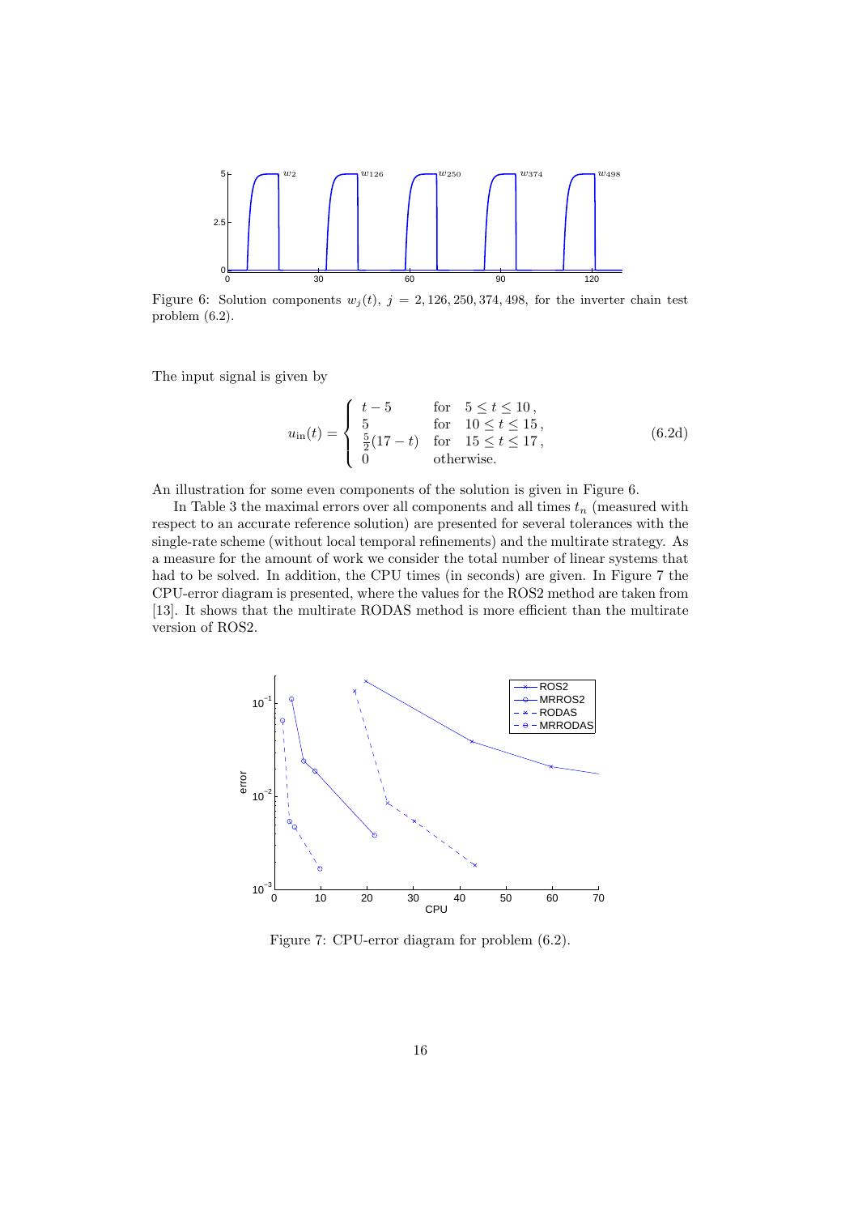Figure 6: Solution components $w_j(t)$, $j = 2, 126, 250, 374, 498$, for the inverter chain test problem (6.2).

The input signal is given by

$$u_{\text{in}}(t) = \begin{cases} t - 5 & \text{for} \quad 5 \le t \le 10\,, \\ 5 & \text{for} \quad 10 \le t \le 15\,, \\ \frac{5}{2}(17 - t) & \text{for} \quad 15 \le t \le 17\,, \\ 0 & \text{otherwise.} \end{cases} \tag{6.2d}$$

An illustration for some even components of the solution is given in Figure 6.

In Table 3 the maximal errors over all components and all times $t_n$ (measured with respect to an accurate reference solution) are presented for several tolerances with the single-rate scheme (without local temporal refinements) and the multirate strategy. As a measure for the amount of work we consider the total number of linear systems that had to be solved. In addition, the CPU times (in seconds) are given. In Figure 7 the CPU-error diagram is presented, where the values for the ROS2 method are taken from [13]. It shows that the multirate RODAS method is more efficient than the multirate version of ROS2.

Figure 7: CPU-error diagram for problem (6.2).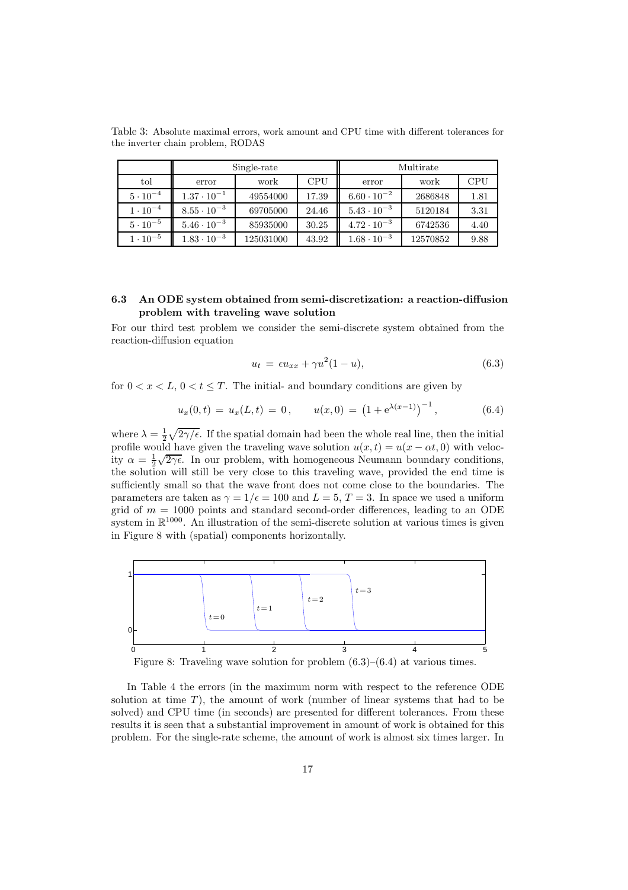Table 3: Absolute maximal errors, work amount and CPU time with different tolerances for the inverter chain problem, RODAS

| | Single-rate | | | Multirate | | |
|---|---|---|---|---|---|---|
| tol | error | work | CPU | error | work | CPU |
| $5 \cdot 10^{-4}$ | $1.37 \cdot 10^{-1}$ | 49554000 | 17.39 | $6.60 \cdot 10^{-2}$ | 2686848 | 1.81 |
| $1 \cdot 10^{-4}$ | $8.55 \cdot 10^{-3}$ | 69705000 | 24.46 | $5.43 \cdot 10^{-3}$ | 5120184 | 3.31 |
| $5 \cdot 10^{-5}$ | $5.46 \cdot 10^{-3}$ | 85935000 | 30.25 | $4.72 \cdot 10^{-3}$ | 6742536 | 4.40 |
| $1 \cdot 10^{-5}$ | $1.83 \cdot 10^{-3}$ | 125031000 | 43.92 | $1.68 \cdot 10^{-3}$ | 12570852 | 9.88 |

### 6.3 An ODE system obtained from semi-discretization: a reaction-diffusion problem with traveling wave solution

For our third test problem we consider the semi-discrete system obtained from the reaction-diffusion equation

$$u_t = \epsilon u_{xx} + \gamma u^2(1-u), \tag{6.3}$$

for $0 < x < L$, $0 < t \leq T$. The initial- and boundary conditions are given by

$$u_x(0,t) = u_x(L,t) = 0, \qquad u(x,0) = \left(1 + e^{\lambda(x-1)}\right)^{-1}, \tag{6.4}$$

where $\lambda = \frac{1}{2}\sqrt{2\gamma/\epsilon}$. If the spatial domain had been the whole real line, then the initial profile would have given the traveling wave solution $u(x,t) = u(x - \alpha t, 0)$ with velocity $\alpha = \frac{1}{2}\sqrt{2\gamma\epsilon}$. In our problem, with homogeneous Neumann boundary conditions, the solution will still be very close to this traveling wave, provided the end time is sufficiently small so that the wave front does not come close to the boundaries. The parameters are taken as $\gamma = 1/\epsilon = 100$ and $L = 5$, $T = 3$. In space we used a uniform grid of $m = 1000$ points and standard second-order differences, leading to an ODE system in $\mathbb{R}^{1000}$. An illustration of the semi-discrete solution at various times is given in Figure 8 with (spatial) components horizontally.

Figure 8: Traveling wave solution for problem (6.3)–(6.4) at various times.

In Table 4 the errors (in the maximum norm with respect to the reference ODE solution at time $T$), the amount of work (number of linear systems that had to be solved) and CPU time (in seconds) are presented for different tolerances. From these results it is seen that a substantial improvement in amount of work is obtained for this problem. For the single-rate scheme, the amount of work is almost six times larger. In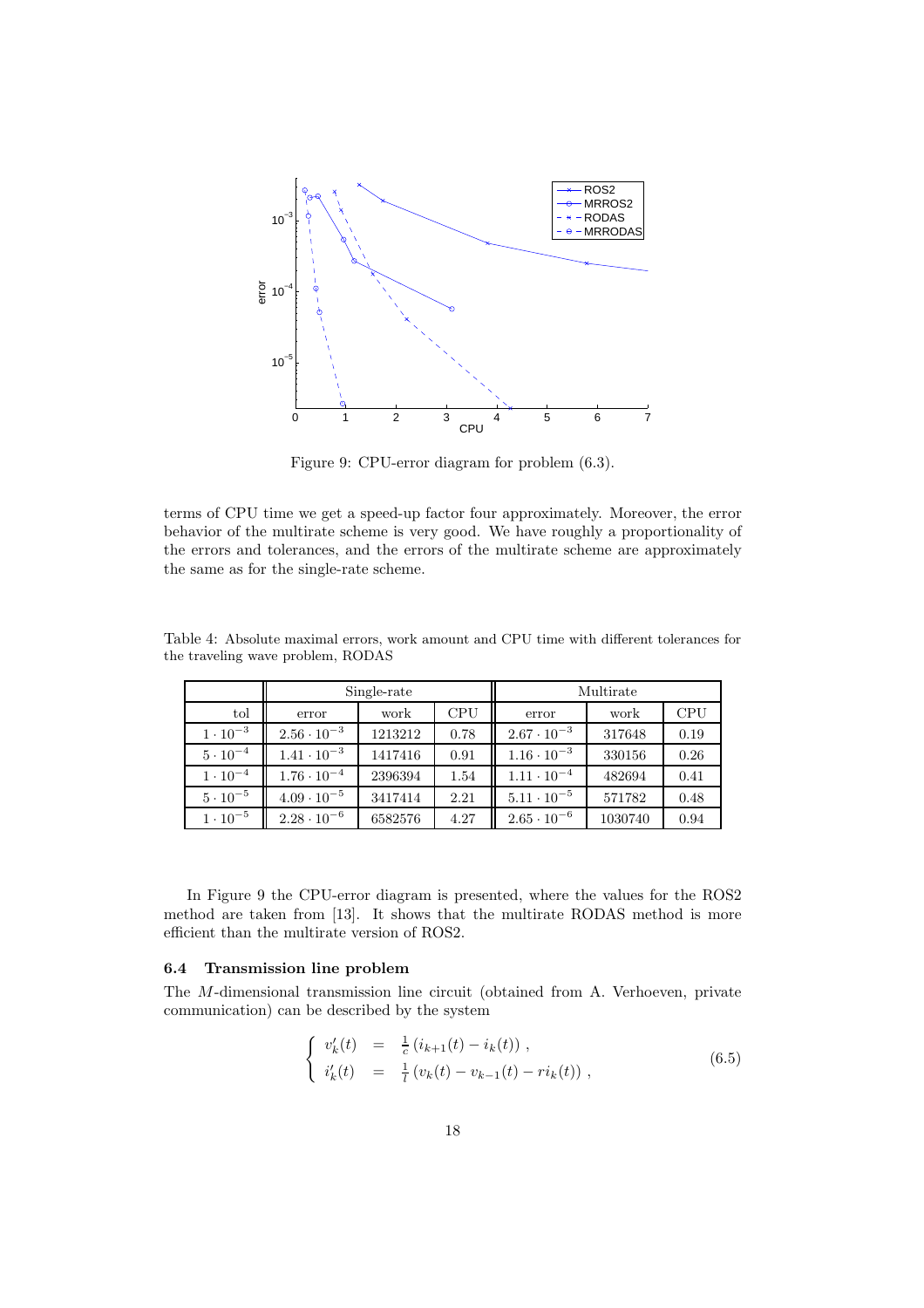Figure 9: CPU-error diagram for problem (6.3).

terms of CPU time we get a speed-up factor four approximately. Moreover, the error behavior of the multirate scheme is very good. We have roughly a proportionality of the errors and tolerances, and the errors of the multirate scheme are approximately the same as for the single-rate scheme.

Table 4: Absolute maximal errors, work amount and CPU time with different tolerances for the traveling wave problem, RODAS

| | Single-rate | | | Multirate | | |
|---|---|---|---|---|---|---|
| tol | error | work | CPU | error | work | CPU |
| $1 \cdot 10^{-3}$ | $2.56 \cdot 10^{-3}$ | 1213212 | 0.78 | $2.67 \cdot 10^{-3}$ | 317648 | 0.19 |
| $5 \cdot 10^{-4}$ | $1.41 \cdot 10^{-3}$ | 1417416 | 0.91 | $1.16 \cdot 10^{-3}$ | 330156 | 0.26 |
| $1 \cdot 10^{-4}$ | $1.76 \cdot 10^{-4}$ | 2396394 | 1.54 | $1.11 \cdot 10^{-4}$ | 482694 | 0.41 |
| $5 \cdot 10^{-5}$ | $4.09 \cdot 10^{-5}$ | 3417414 | 2.21 | $5.11 \cdot 10^{-5}$ | 571782 | 0.48 |
| $1 \cdot 10^{-5}$ | $2.28 \cdot 10^{-6}$ | 6582576 | 4.27 | $2.65 \cdot 10^{-6}$ | 1030740 | 0.94 |

In Figure 9 the CPU-error diagram is presented, where the values for the ROS2 method are taken from [13]. It shows that the multirate RODAS method is more efficient than the multirate version of ROS2.

### 6.4 Transmission line problem

The $M$-dimensional transmission line circuit (obtained from A. Verhoeven, private communication) can be described by the system

$$
\left\{
\begin{array}{lcl}
v_k'(t) & = & \frac{1}{c}\left(i_{k+1}(t) - i_k(t)\right) , \\
i_k'(t) & = & \frac{1}{l}\left(v_k(t) - v_{k-1}(t) - r i_k(t)\right) ,
\end{array}
\right.
\tag{6.5}
$$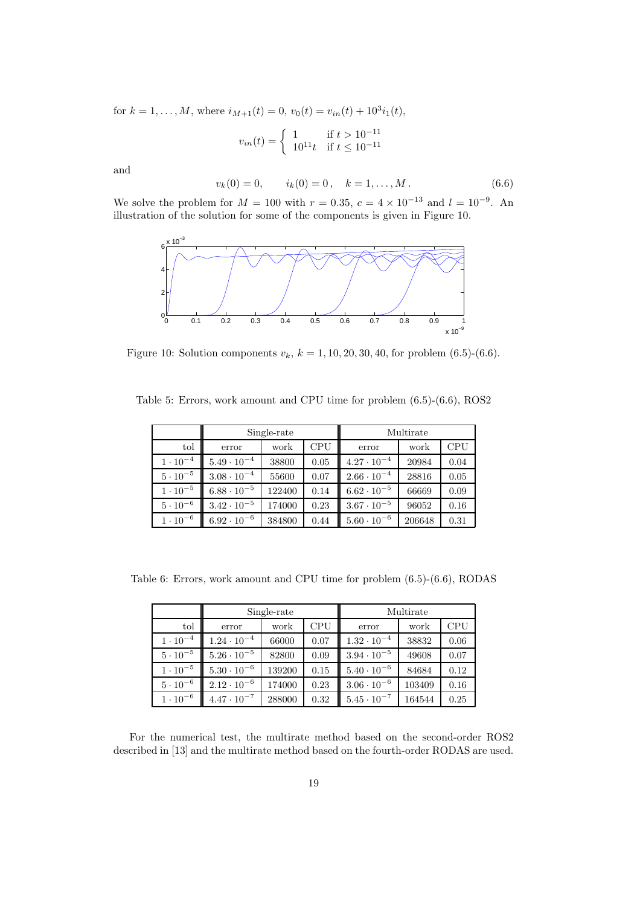for $k = 1, \dots, M$, where $i_{M+1}(t) = 0$, $v_0(t) = v_{in}(t) + 10^3 i_1(t)$,

$$v_{in}(t) = \begin{cases} 1 & \text{if } t > 10^{-11} \\ 10^{11}t & \text{if } t \leq 10^{-11} \end{cases}$$

and

$$v_k(0) = 0, \qquad i_k(0) = 0\,, \quad k = 1, \dots, M\,. \tag{6.6}$$

We solve the problem for $M = 100$ with $r = 0.35$, $c = 4 \times 10^{-13}$ and $l = 10^{-9}$. An illustration of the solution for some of the components is given in Figure 10.

Figure 10: Solution components $v_k$, $k = 1, 10, 20, 30, 40$, for problem (6.5)-(6.6).

Table 5: Errors, work amount and CPU time for problem (6.5)-(6.6), ROS2

| | Single-rate | | | Multirate | | |
|---|---|---|---|---|---|---|
| tol | error | work | CPU | error | work | CPU |
| $1 \cdot 10^{-4}$ | $5.49 \cdot 10^{-4}$ | 38800 | 0.05 | $4.27 \cdot 10^{-4}$ | 20984 | 0.04 |
| $5 \cdot 10^{-5}$ | $3.08 \cdot 10^{-4}$ | 55600 | 0.07 | $2.66 \cdot 10^{-4}$ | 28816 | 0.05 |
| $1 \cdot 10^{-5}$ | $6.88 \cdot 10^{-5}$ | 122400 | 0.14 | $6.62 \cdot 10^{-5}$ | 66669 | 0.09 |
| $5 \cdot 10^{-6}$ | $3.42 \cdot 10^{-5}$ | 174000 | 0.23 | $3.67 \cdot 10^{-5}$ | 96052 | 0.16 |
| $1 \cdot 10^{-6}$ | $6.92 \cdot 10^{-6}$ | 384800 | 0.44 | $5.60 \cdot 10^{-6}$ | 206648 | 0.31 |

Table 6: Errors, work amount and CPU time for problem (6.5)-(6.6), RODAS

| | Single-rate | | | Multirate | | |
|---|---|---|---|---|---|---|
| tol | error | work | CPU | error | work | CPU |
| $1 \cdot 10^{-4}$ | $1.24 \cdot 10^{-4}$ | 66000 | 0.07 | $1.32 \cdot 10^{-4}$ | 38832 | 0.06 |
| $5 \cdot 10^{-5}$ | $5.26 \cdot 10^{-5}$ | 82800 | 0.09 | $3.94 \cdot 10^{-5}$ | 49608 | 0.07 |
| $1 \cdot 10^{-5}$ | $5.30 \cdot 10^{-6}$ | 139200 | 0.15 | $5.40 \cdot 10^{-6}$ | 84684 | 0.12 |
| $5 \cdot 10^{-6}$ | $2.12 \cdot 10^{-6}$ | 174000 | 0.23 | $3.06 \cdot 10^{-6}$ | 103409 | 0.16 |
| $1 \cdot 10^{-6}$ | $4.47 \cdot 10^{-7}$ | 288000 | 0.32 | $5.45 \cdot 10^{-7}$ | 164544 | 0.25 |

For the numerical test, the multirate method based on the second-order ROS2 described in [13] and the multirate method based on the fourth-order RODAS are used.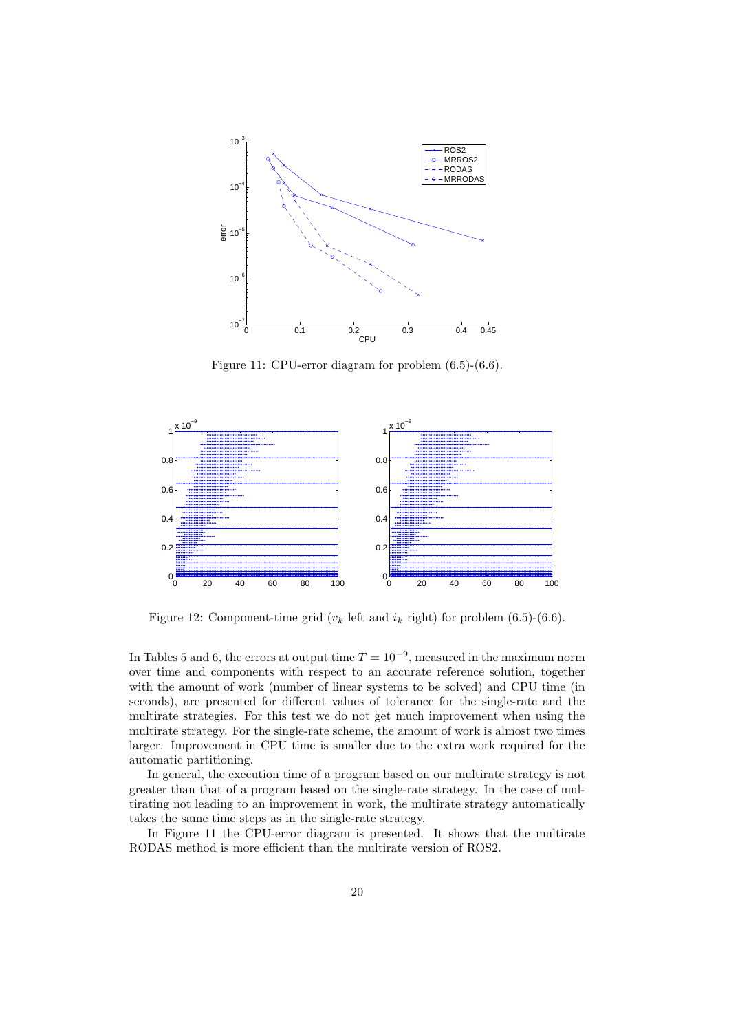Figure 11: CPU-error diagram for problem (6.5)-(6.6).

Figure 12: Component-time grid ($v_k$ left and $i_k$ right) for problem (6.5)-(6.6).

In Tables 5 and 6, the errors at output time $T = 10^{-9}$, measured in the maximum norm over time and components with respect to an accurate reference solution, together with the amount of work (number of linear systems to be solved) and CPU time (in seconds), are presented for different values of tolerance for the single-rate and the multirate strategies. For this test we do not get much improvement when using the multirate strategy. For the single-rate scheme, the amount of work is almost two times larger. Improvement in CPU time is smaller due to the extra work required for the automatic partitioning.

In general, the execution time of a program based on our multirate strategy is not greater than that of a program based on the single-rate strategy. In the case of multirating not leading to an improvement in work, the multirate strategy automatically takes the same time steps as in the single-rate strategy.

In Figure 11 the CPU-error diagram is presented. It shows that the multirate RODAS method is more efficient than the multirate version of ROS2.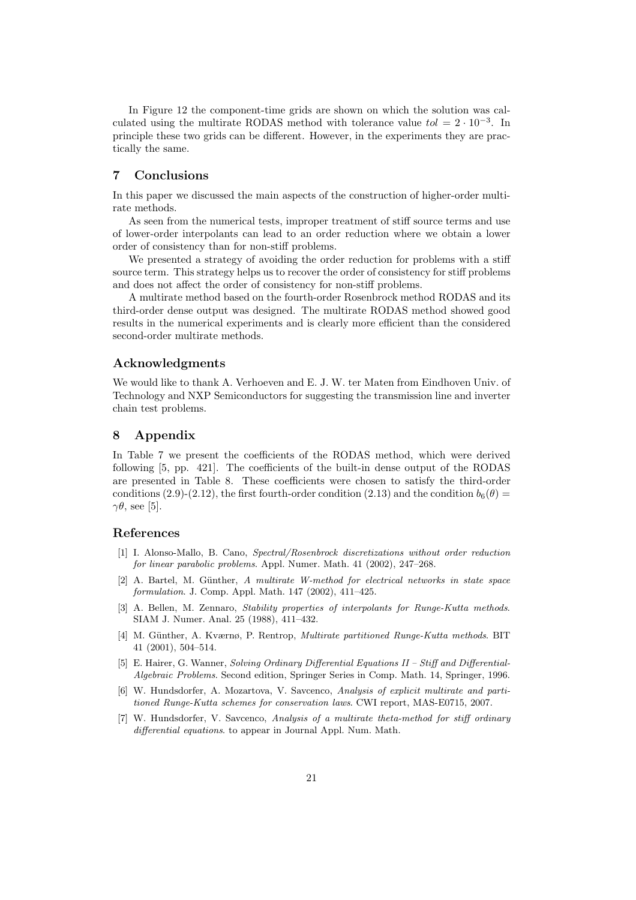In Figure 12 the component-time grids are shown on which the solution was calculated using the multirate RODAS method with tolerance value $tol = 2 \cdot 10^{-3}$. In principle these two grids can be different. However, in the experiments they are practically the same.

## 7 Conclusions

In this paper we discussed the main aspects of the construction of higher-order multirate methods.

As seen from the numerical tests, improper treatment of stiff source terms and use of lower-order interpolants can lead to an order reduction where we obtain a lower order of consistency than for non-stiff problems.

We presented a strategy of avoiding the order reduction for problems with a stiff source term. This strategy helps us to recover the order of consistency for stiff problems and does not affect the order of consistency for non-stiff problems.

A multirate method based on the fourth-order Rosenbrock method RODAS and its third-order dense output was designed. The multirate RODAS method showed good results in the numerical experiments and is clearly more efficient than the considered second-order multirate methods.

## Acknowledgments

We would like to thank A. Verhoeven and E. J. W. ter Maten from Eindhoven Univ. of Technology and NXP Semiconductors for suggesting the transmission line and inverter chain test problems.

## 8 Appendix

In Table 7 we present the coefficients of the RODAS method, which were derived following [5, pp. 421]. The coefficients of the built-in dense output of the RODAS are presented in Table 8. These coefficients were chosen to satisfy the third-order conditions (2.9)-(2.12), the first fourth-order condition (2.13) and the condition $b_6(\theta) = \gamma\theta$, see [5].

## References

[1] I. Alonso-Mallo, B. Cano, *Spectral/Rosenbrock discretizations without order reduction for linear parabolic problems*. Appl. Numer. Math. 41 (2002), 247–268.

[2] A. Bartel, M. Günther, *A multirate W-method for electrical networks in state space formulation*. J. Comp. Appl. Math. 147 (2002), 411–425.

[3] A. Bellen, M. Zennaro, *Stability properties of interpolants for Runge-Kutta methods*. SIAM J. Numer. Anal. 25 (1988), 411–432.

[4] M. Günther, A. Kværnø, P. Rentrop, *Multirate partitioned Runge-Kutta methods*. BIT 41 (2001), 504–514.

[5] E. Hairer, G. Wanner, *Solving Ordinary Differential Equations II – Stiff and Differential-Algebraic Problems*. Second edition, Springer Series in Comp. Math. 14, Springer, 1996.

[6] W. Hundsdorfer, A. Mozartova, V. Savcenco, *Analysis of explicit multirate and partitioned Runge-Kutta schemes for conservation laws*. CWI report, MAS-E0715, 2007.

[7] W. Hundsdorfer, V. Savcenco, *Analysis of a multirate theta-method for stiff ordinary differential equations*. to appear in Journal Appl. Num. Math.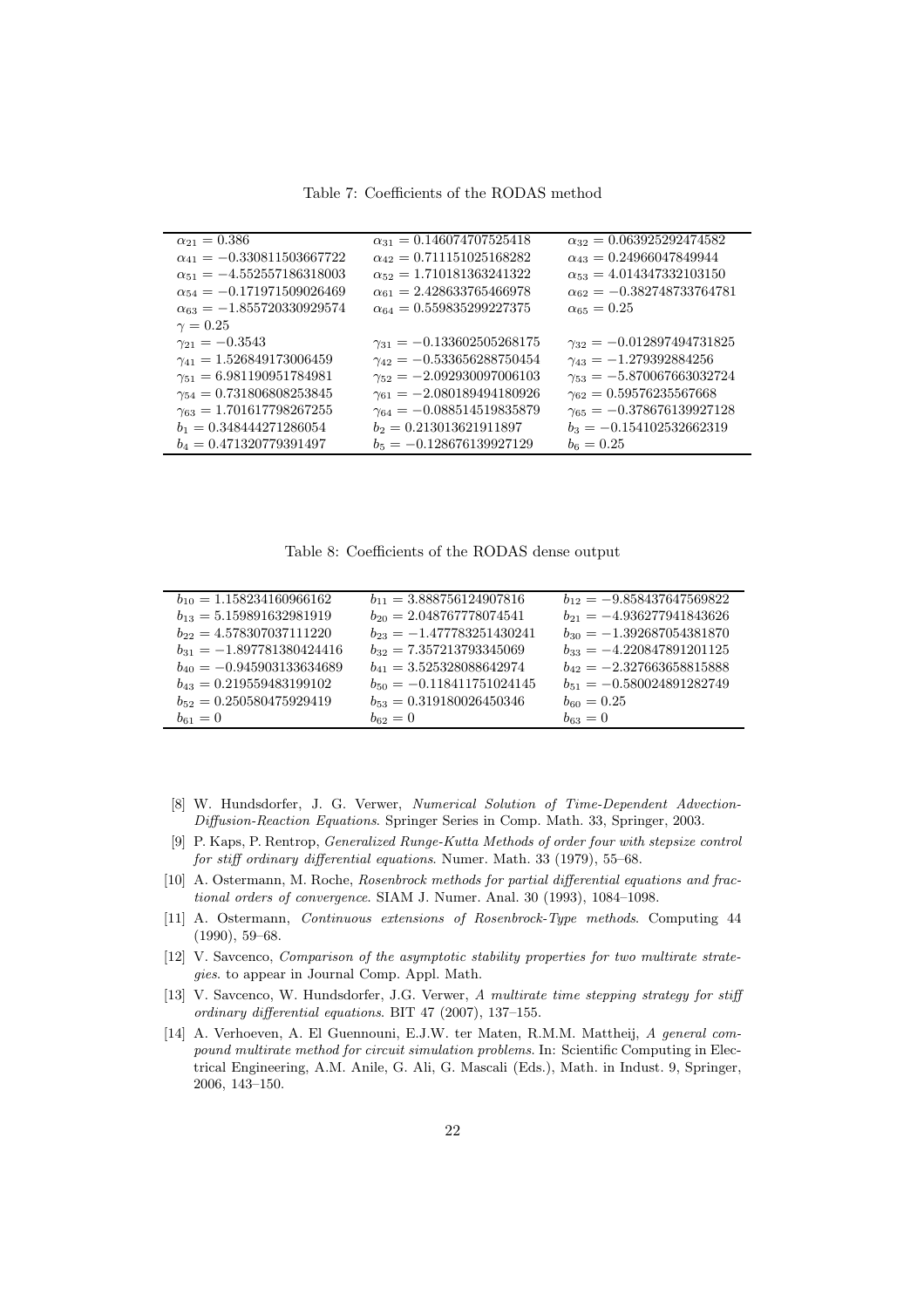Table 7: Coefficients of the RODAS method

| | | |
|---|---|---|
| $\alpha_{21} = 0.386$ | $\alpha_{31} = 0.146074707525418$ | $\alpha_{32} = 0.063925292474582$ |
| $\alpha_{41} = -0.330811503667722$ | $\alpha_{42} = 0.711151025168282$ | $\alpha_{43} = 0.24966047849944$ |
| $\alpha_{51} = -4.552557186318003$ | $\alpha_{52} = 1.710181363241322$ | $\alpha_{53} = 4.014347332103150$ |
| $\alpha_{54} = -0.171971509026469$ | $\alpha_{61} = 2.428633765466978$ | $\alpha_{62} = -0.382748733764781$ |
| $\alpha_{63} = -1.855720330929574$ | $\alpha_{64} = 0.559835299227375$ | $\alpha_{65} = 0.25$ |
| $\gamma = 0.25$ | | |
| $\gamma_{21} = -0.3543$ | $\gamma_{31} = -0.133602505268175$ | $\gamma_{32} = -0.012897494731825$ |
| $\gamma_{41} = 1.526849173006459$ | $\gamma_{42} = -0.533656288750454$ | $\gamma_{43} = -1.279392884256$ |
| $\gamma_{51} = 6.981190951784981$ | $\gamma_{52} = -2.092930097006103$ | $\gamma_{53} = -5.870067663032724$ |
| $\gamma_{54} = 0.731806808253845$ | $\gamma_{61} = -2.080189494180926$ | $\gamma_{62} = 0.59576235567668$ |
| $\gamma_{63} = 1.701617798267255$ | $\gamma_{64} = -0.088514519835879$ | $\gamma_{65} = -0.378676139927128$ |
| $b_1 = 0.348444271286054$ | $b_2 = 0.213013621911897$ | $b_3 = -0.154102532662319$ |
| $b_4 = 0.471320779391497$ | $b_5 = -0.128676139927129$ | $b_6 = 0.25$ |

Table 8: Coefficients of the RODAS dense output

| | | |
|---|---|---|
| $b_{10} = 1.158234160966162$ | $b_{11} = 3.888756124907816$ | $b_{12} = -9.858437647569822$ |
| $b_{13} = 5.159891632981919$ | $b_{20} = 2.048767778074541$ | $b_{21} = -4.936277941843626$ |
| $b_{22} = 4.578307037111220$ | $b_{23} = -1.477783251430241$ | $b_{30} = -1.392687054381870$ |
| $b_{31} = -1.897781380424416$ | $b_{32} = 7.357213793345069$ | $b_{33} = -4.220847891201125$ |
| $b_{40} = -0.945903133634689$ | $b_{41} = 3.525328088642974$ | $b_{42} = -2.327663658815888$ |
| $b_{43} = 0.219559483199102$ | $b_{50} = -0.118411751024145$ | $b_{51} = -0.580024891282749$ |
| $b_{52} = 0.250580475929419$ | $b_{53} = 0.319180026450346$ | $b_{60} = 0.25$ |
| $b_{61} = 0$ | $b_{62} = 0$ | $b_{63} = 0$ |

[8] W. Hundsdorfer, J. G. Verwer, *Numerical Solution of Time-Dependent Advection-Diffusion-Reaction Equations*. Springer Series in Comp. Math. 33, Springer, 2003.

[9] P. Kaps, P. Rentrop, *Generalized Runge-Kutta Methods of order four with stepsize control for stiff ordinary differential equations*. Numer. Math. 33 (1979), 55–68.

[10] A. Ostermann, M. Roche, *Rosenbrock methods for partial differential equations and fractional orders of convergence*. SIAM J. Numer. Anal. 30 (1993), 1084–1098.

[11] A. Ostermann, *Continuous extensions of Rosenbrock-Type methods*. Computing 44 (1990), 59–68.

[12] V. Savcenco, *Comparison of the asymptotic stability properties for two multirate strategies*. to appear in Journal Comp. Appl. Math.

[13] V. Savcenco, W. Hundsdorfer, J.G. Verwer, *A multirate time stepping strategy for stiff ordinary differential equations*. BIT 47 (2007), 137–155.

[14] A. Verhoeven, A. El Guennouni, E.J.W. ter Maten, R.M.M. Mattheij, *A general compound multirate method for circuit simulation problems*. In: Scientific Computing in Electrical Engineering, A.M. Anile, G. Ali, G. Mascali (Eds.), Math. in Indust. 9, Springer, 2006, 143–150.